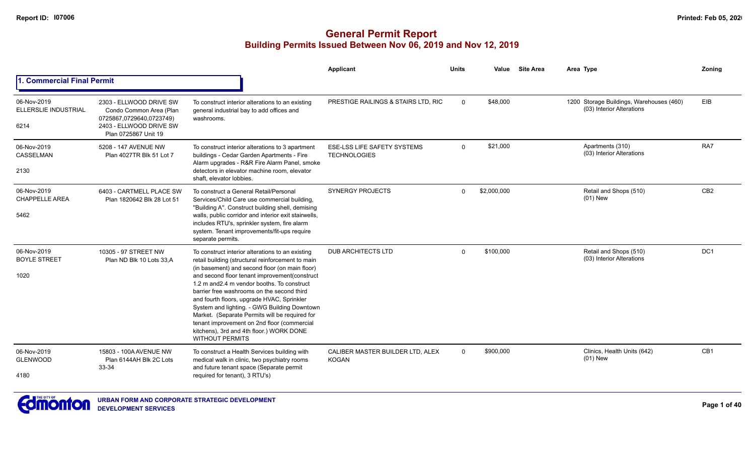# General Permit Report

## Building Permits Issued Between Nov 06, 2019 and Nov 12, 2019

### 1. Commercial Final Permit

| Date / Neighbourhood | Address / Legal | Description | Applicant | Units | Value | Site Area | Area Type | Zoning |
|---|---|---|---|---|---|---|---|---|
| 06-Nov-2019 ELLERSLIE INDUSTRIAL 6214 | 2303 - ELLWOOD DRIVE SW Condo Common Area (Plan 0725867,0729640,0723749) 2403 - ELLWOOD DRIVE SW Plan 0725867 Unit 19 | To construct interior alterations to an existing general industrial bay to add offices and washrooms. | PRESTIGE RAILINGS & STAIRS LTD, RIC | 0 | $48,000 | | 1200 Storage Buildings, Warehouses (460) (03) Interior Alterations | EIB |
| 06-Nov-2019 CASSELMAN 2130 | 5208 - 147 AVENUE NW Plan 4027TR Blk 51 Lot 7 | To construct interior alterations to 3 apartment buildings - Cedar Garden Apartments - Fire Alarm upgrades - R&R Fire Alarm Panel, smoke detectors in elevator machine room, elevator shaft, elevator lobbies. | ESE-LSS LIFE SAFETY SYSTEMS TECHNOLOGIES | 0 | $21,000 | | Apartments (310) (03) Interior Alterations | RA7 |
| 06-Nov-2019 CHAPPELLE AREA 5462 | 6403 - CARTMELL PLACE SW Plan 1820642 Blk 28 Lot 51 | To construct a General Retail/Personal Services/Child Care use commercial building, "Building A". Construct building shell, demising walls, public corridor and interior exit stairwells, includes RTU's, sprinkler system, fire alarm system. Tenant improvements/fit-ups require separate permits. | SYNERGY PROJECTS | 0 | $2,000,000 | | Retail and Shops (510) (01) New | CB2 |
| 06-Nov-2019 BOYLE STREET 1020 | 10305 - 97 STREET NW Plan ND Blk 10 Lots 33,A | To construct interior alterations to an existing retail building (structural reinforcement to main (in basement) and second floor (on main floor) and second floor tenant improvement(construct 1.2 m and2.4 m vendor booths. To construct barrier free washrooms on the second third and fourth floors, upgrade HVAC, Sprinkler System and lighting. - GWG Building Downtown Market. (Separate Permits will be required for tenant improvement on 2nd floor (commercial kitchens), 3rd and 4th floor.) WORK DONE WITHOUT PERMITS | DUB ARCHITECTS LTD | 0 | $100,000 | | Retail and Shops (510) (03) Interior Alterations | DC1 |
| 06-Nov-2019 GLENWOOD 4180 | 15803 - 100A AVENUE NW Plan 6144AH Blk 2C Lots 33-34 | To construct a Health Services building with medical walk in clinic, two psychiatry rooms and future tenant space (Separate permit required for tenant), 3 RTU's) | CALIBER MASTER BUILDER LTD, ALEX KOGAN | 0 | $900,000 | | Clinics, Health Units (642) (01) New | CB1 |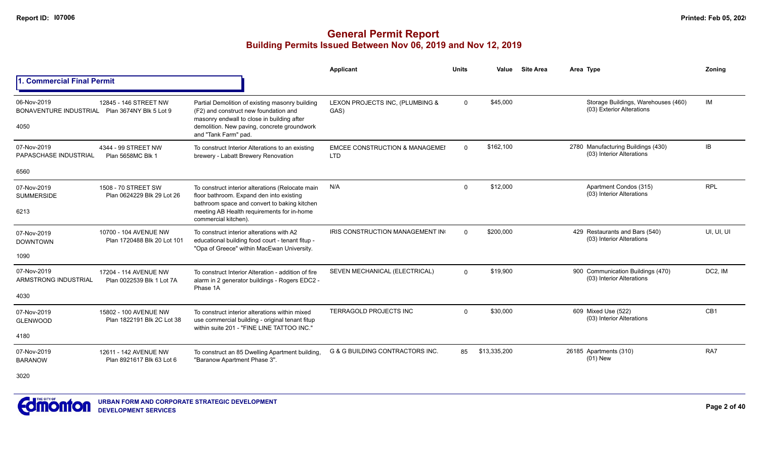# General Permit Report

## Building Permits Issued Between Nov 06, 2019 and Nov 12, 2019

### 1. Commercial Final Permit

| Date / Neighbourhood | Address / Legal | Description | Applicant | Units | Value | Site Area | Area | Type | Zoning |
|---|---|---|---|---|---|---|---|---|---|
| 06-Nov-2019 BONAVENTURE INDUSTRIAL 4050 | 12845 - 146 STREET NW Plan 3674NY Blk 5 Lot 9 | Partial Demolition of existing masonry building (F2) and construct new foundation and masonry endwall to close in building after demolition. New paving, concrete groundwork and "Tank Farm" pad. | LEXON PROJECTS INC, (PLUMBING & GAS) | 0 | $45,000 | | | Storage Buildings, Warehouses (460) (03) Exterior Alterations | IM |
| 07-Nov-2019 PAPASCHASE INDUSTRIAL 6560 | 4344 - 99 STREET NW Plan 5658MC Blk 1 | To construct Interior Alterations to an existing brewery - Labatt Brewery Renovation | EMCEE CONSTRUCTION & MANAGEMEI LTD | 0 | $162,100 | | 2780 | Manufacturing Buildings (430) (03) Interior Alterations | IB |
| 07-Nov-2019 SUMMERSIDE 6213 | 1508 - 70 STREET SW Plan 0624229 Blk 29 Lot 26 | To construct interior alterations (Relocate main floor bathroom. Expand den into existing bathroom space and convert to baking kitchen meeting AB Health requirements for in-home commercial kitchen). | N/A | 0 | $12,000 | | | Apartment Condos (315) (03) Interior Alterations | RPL |
| 07-Nov-2019 DOWNTOWN 1090 | 10700 - 104 AVENUE NW Plan 1720488 Blk 20 Lot 101 | To construct interior alterations with A2 educational building food court - tenant fitup - "Opa of Greece" within MacEwan University. | IRIS CONSTRUCTION MANAGEMENT IN( | 0 | $200,000 | | 429 | Restaurants and Bars (540) (03) Interior Alterations | UI, UI, UI |
| 07-Nov-2019 ARMSTRONG INDUSTRIAL 4030 | 17204 - 114 AVENUE NW Plan 0022539 Blk 1 Lot 7A | To construct Interior Alteration - addition of fire alarm in 2 generator buildings - Rogers EDC2 - Phase 1A | SEVEN MECHANICAL (ELECTRICAL) | 0 | $19,900 | | 900 | Communication Buildings (470) (03) Interior Alterations | DC2, IM |
| 07-Nov-2019 GLENWOOD 4180 | 15802 - 100 AVENUE NW Plan 1822191 Blk 2C Lot 38 | To construct interior alterations within mixed use commercial building - original tenant fitup within suite 201 - "FINE LINE TATTOO INC." | TERRAGOLD PROJECTS INC | 0 | $30,000 | | 609 | Mixed Use (522) (03) Interior Alterations | CB1 |
| 07-Nov-2019 BARANOW 3020 | 12611 - 142 AVENUE NW Plan 8921617 Blk 63 Lot 6 | To construct an 85 Dwelling Apartment building, "Baranow Apartment Phase 3". | G & G BUILDING CONTRACTORS INC. | 85 | $13,335,200 | | 26185 | Apartments (310) (01) New | RA7 |

URBAN FORM AND CORPORATE STRATEGIC DEVELOPMENT
DEVELOPMENT SERVICES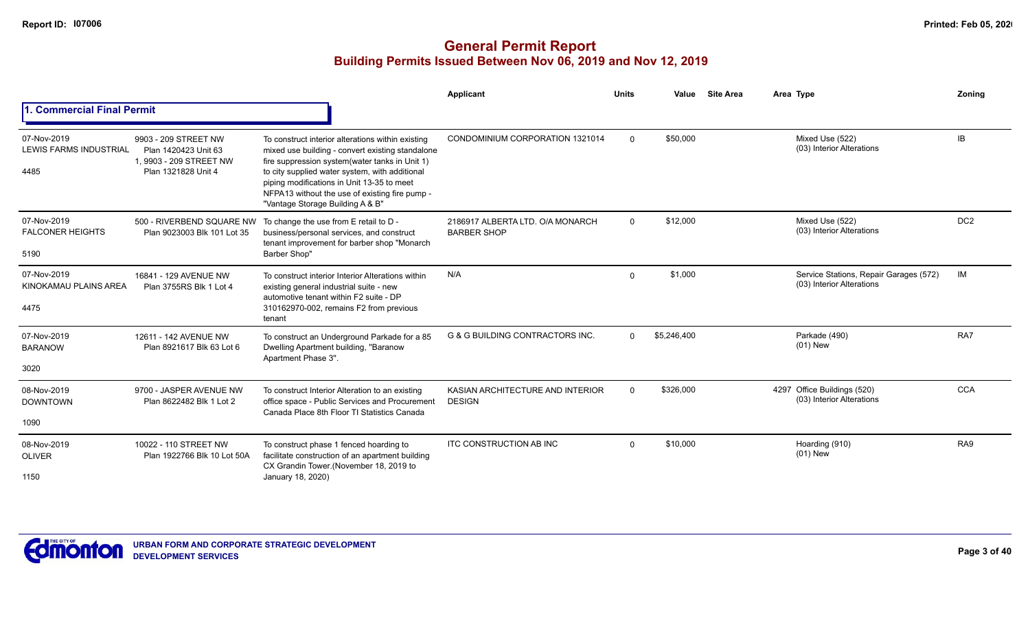# General Permit Report

## Building Permits Issued Between Nov 06, 2019 and Nov 12, 2019

### 1. Commercial Final Permit

| Date / Neighbourhood | Address / Legal | Description | Applicant | Units | Value | Site Area | Area | Type | Zoning |
|---|---|---|---|---|---|---|---|---|---|
| 07-Nov-2019 LEWIS FARMS INDUSTRIAL 4485 | 9903 - 209 STREET NW Plan 1420423 Unit 63 1, 9903 - 209 STREET NW Plan 1321828 Unit 4 | To construct interior alterations within existing mixed use building - convert existing standalone fire suppression system(water tanks in Unit 1) to city supplied water system, with additional piping modifications in Unit 13-35 to meet NFPA13 without the use of existing fire pump - "Vantage Storage Building A & B" | CONDOMINIUM CORPORATION 1321014 | 0 | $50,000 | | | Mixed Use (522) (03) Interior Alterations | IB |
| 07-Nov-2019 FALCONER HEIGHTS 5190 | 500 - RIVERBEND SQUARE NW Plan 9023003 Blk 101 Lot 35 | To change the use from E retail to D - business/personal services, and construct tenant improvement for barber shop "Monarch Barber Shop" | 2186917 ALBERTA LTD. O/A MONARCH BARBER SHOP | 0 | $12,000 | | | Mixed Use (522) (03) Interior Alterations | DC2 |
| 07-Nov-2019 KINOKAMAU PLAINS AREA 4475 | 16841 - 129 AVENUE NW Plan 3755RS Blk 1 Lot 4 | To construct interior Interior Alterations within existing general industrial suite - new automotive tenant within F2 suite - DP 310162970-002, remains F2 from previous tenant | N/A | 0 | $1,000 | | | Service Stations, Repair Garages (572) (03) Interior Alterations | IM |
| 07-Nov-2019 BARANOW 3020 | 12611 - 142 AVENUE NW Plan 8921617 Blk 63 Lot 6 | To construct an Underground Parkade for a 85 Dwelling Apartment building, "Baranow Apartment Phase 3". | G & G BUILDING CONTRACTORS INC. | 0 | $5,246,400 | | | Parkade (490) (01) New | RA7 |
| 08-Nov-2019 DOWNTOWN 1090 | 9700 - JASPER AVENUE NW Plan 8622482 Blk 1 Lot 2 | To construct Interior Alteration to an existing office space - Public Services and Procurement Canada Place 8th Floor TI Statistics Canada | KASIAN ARCHITECTURE AND INTERIOR DESIGN | 0 | $326,000 | | 4297 | Office Buildings (520) (03) Interior Alterations | CCA |
| 08-Nov-2019 OLIVER 1150 | 10022 - 110 STREET NW Plan 1922766 Blk 10 Lot 50A | To construct phase 1 fenced hoarding to facilitate construction of an apartment building CX Grandin Tower.(November 18, 2019 to January 18, 2020) | ITC CONSTRUCTION AB INC | 0 | $10,000 | | | Hoarding (910) (01) New | RA9 |

URBAN FORM AND CORPORATE STRATEGIC DEVELOPMENT
DEVELOPMENT SERVICES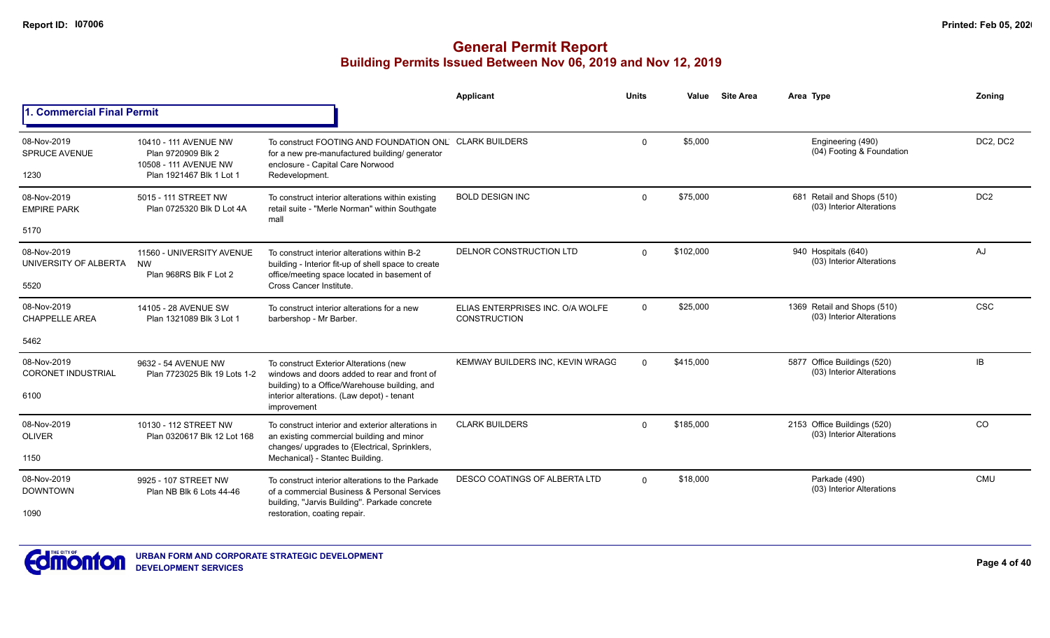# General Permit Report

## Building Permits Issued Between Nov 06, 2019 and Nov 12, 2019

### 1. Commercial Final Permit

| Date / Neighbourhood | Address / Legal | Description | Applicant | Units | Value | Site Area | Area | Type | Zoning |
|---|---|---|---|---|---|---|---|---|---|
| 08-Nov-2019 SPRUCE AVENUE 1230 | 10410 - 111 AVENUE NW Plan 9720909 Blk 2 10508 - 111 AVENUE NW Plan 1921467 Blk 1 Lot 1 | To construct FOOTING AND FOUNDATION ONL for a new pre-manufactured building/ generator enclosure - Capital Care Norwood Redevelopment. | CLARK BUILDERS | 0 | $5,000 | | | Engineering (490) (04) Footing & Foundation | DC2, DC2 |
| 08-Nov-2019 EMPIRE PARK 5170 | 5015 - 111 STREET NW Plan 0725320 Blk D Lot 4A | To construct interior alterations within existing retail suite - "Merle Norman" within Southgate mall | BOLD DESIGN INC | 0 | $75,000 | | 681 | Retail and Shops (510) (03) Interior Alterations | DC2 |
| 08-Nov-2019 UNIVERSITY OF ALBERTA 5520 | 11560 - UNIVERSITY AVENUE NW Plan 968RS Blk F Lot 2 | To construct interior alterations within B-2 building - Interior fit-up of shell space to create office/meeting space located in basement of Cross Cancer Institute. | DELNOR CONSTRUCTION LTD | 0 | $102,000 | | 940 | Hospitals (640) (03) Interior Alterations | AJ |
| 08-Nov-2019 CHAPPELLE AREA 5462 | 14105 - 28 AVENUE SW Plan 1321089 Blk 3 Lot 1 | To construct interior alterations for a new barbershop - Mr Barber. | ELIAS ENTERPRISES INC. O/A WOLFE CONSTRUCTION | 0 | $25,000 | | 1369 | Retail and Shops (510) (03) Interior Alterations | CSC |
| 08-Nov-2019 CORONET INDUSTRIAL 6100 | 9632 - 54 AVENUE NW Plan 7723025 Blk 19 Lots 1-2 | To construct Exterior Alterations (new windows and doors added to rear and front of building) to a Office/Warehouse building, and interior alterations. (Law depot) - tenant improvement | KEMWAY BUILDERS INC, KEVIN WRAGG | 0 | $415,000 | | 5877 | Office Buildings (520) (03) Interior Alterations | IB |
| 08-Nov-2019 OLIVER 1150 | 10130 - 112 STREET NW Plan 0320617 Blk 12 Lot 168 | To construct interior and exterior alterations in an existing commercial building and minor changes/ upgrades to {Electrical, Sprinklers, Mechanical} - Stantec Building. | CLARK BUILDERS | 0 | $185,000 | | 2153 | Office Buildings (520) (03) Interior Alterations | CO |
| 08-Nov-2019 DOWNTOWN 1090 | 9925 - 107 STREET NW Plan NB Blk 6 Lots 44-46 | To construct interior alterations to the Parkade of a commercial Business & Personal Services building, "Jarvis Building". Parkade concrete restoration, coating repair. | DESCO COATINGS OF ALBERTA LTD | 0 | $18,000 | | | Parkade (490) (03) Interior Alterations | CMU |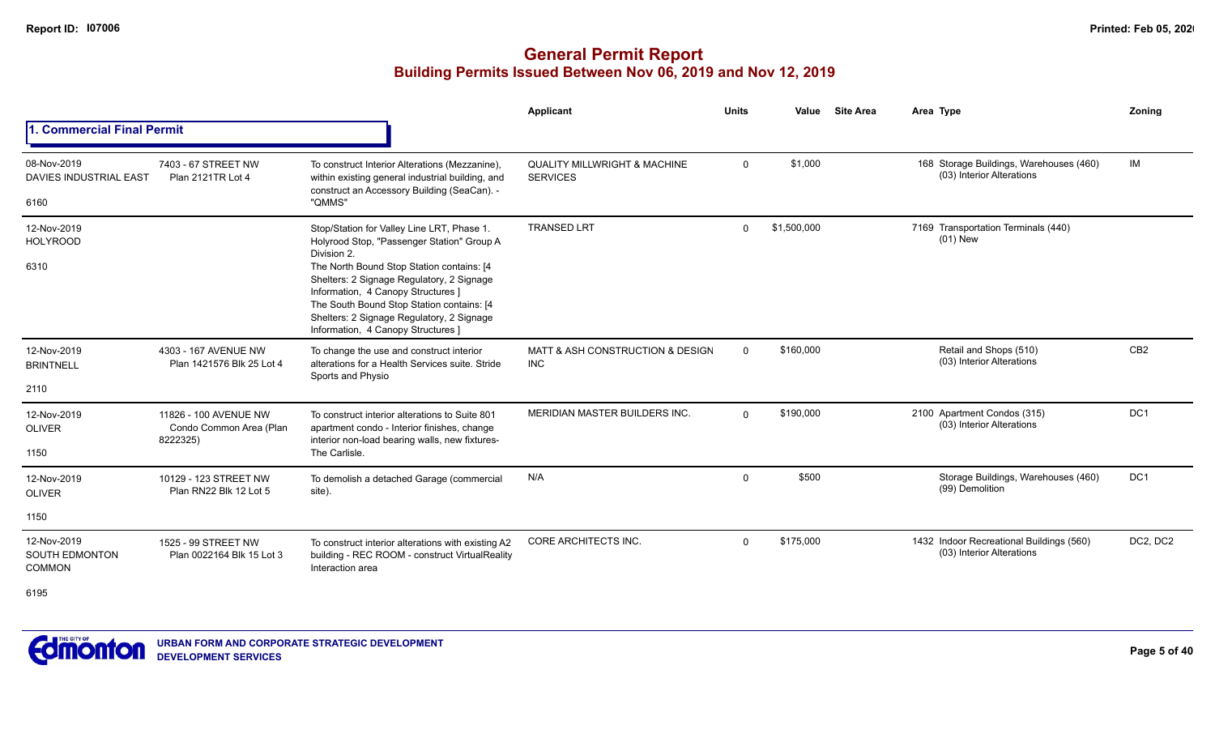# General Permit Report

## Building Permits Issued Between Nov 06, 2019 and Nov 12, 2019

### 1. Commercial Final Permit

| Date / Neighbourhood | Address / Legal | Description | Applicant | Units | Value | Site Area | Area | Type | Zoning |
|---|---|---|---|---|---|---|---|---|---|
| 08-Nov-2019 DAVIES INDUSTRIAL EAST 6160 | 7403 - 67 STREET NW Plan 2121TR Lot 4 | To construct Interior Alterations (Mezzanine), within existing general industrial building, and construct an Accessory Building (SeaCan). - "QMMS" | QUALITY MILLWRIGHT & MACHINE SERVICES | 0 | $1,000 | | 168 | Storage Buildings, Warehouses (460) (03) Interior Alterations | IM |
| 12-Nov-2019 HOLYROOD 6310 | | Stop/Station for Valley Line LRT, Phase 1. Holyrood Stop, "Passenger Station" Group A Division 2. The North Bound Stop Station contains: [4 Shelters: 2 Signage Regulatory, 2 Signage Information, 4 Canopy Structures ] The South Bound Stop Station contains: [4 Shelters: 2 Signage Regulatory, 2 Signage Information, 4 Canopy Structures ] | TRANSED LRT | 0 | $1,500,000 | | 7169 | Transportation Terminals (440) (01) New | |
| 12-Nov-2019 BRINTNELL 2110 | 4303 - 167 AVENUE NW Plan 1421576 Blk 25 Lot 4 | To change the use and construct interior alterations for a Health Services suite. Stride Sports and Physio | MATT & ASH CONSTRUCTION & DESIGN INC | 0 | $160,000 | | | Retail and Shops (510) (03) Interior Alterations | CB2 |
| 12-Nov-2019 OLIVER 1150 | 11826 - 100 AVENUE NW Condo Common Area (Plan 8222325) | To construct interior alterations to Suite 801 apartment condo - Interior finishes, change interior non-load bearing walls, new fixtures- The Carlisle. | MERIDIAN MASTER BUILDERS INC. | 0 | $190,000 | | 2100 | Apartment Condos (315) (03) Interior Alterations | DC1 |
| 12-Nov-2019 OLIVER 1150 | 10129 - 123 STREET NW Plan RN22 Blk 12 Lot 5 | To demolish a detached Garage (commercial site). | N/A | 0 | $500 | | | Storage Buildings, Warehouses (460) (99) Demolition | DC1 |
| 12-Nov-2019 SOUTH EDMONTON COMMON 6195 | 1525 - 99 STREET NW Plan 0022164 Blk 15 Lot 3 | To construct interior alterations with existing A2 building - REC ROOM - construct VirtualReality Interaction area | CORE ARCHITECTS INC. | 0 | $175,000 | | 1432 | Indoor Recreational Buildings (560) (03) Interior Alterations | DC2, DC2 |

URBAN FORM AND CORPORATE STRATEGIC DEVELOPMENT
DEVELOPMENT SERVICES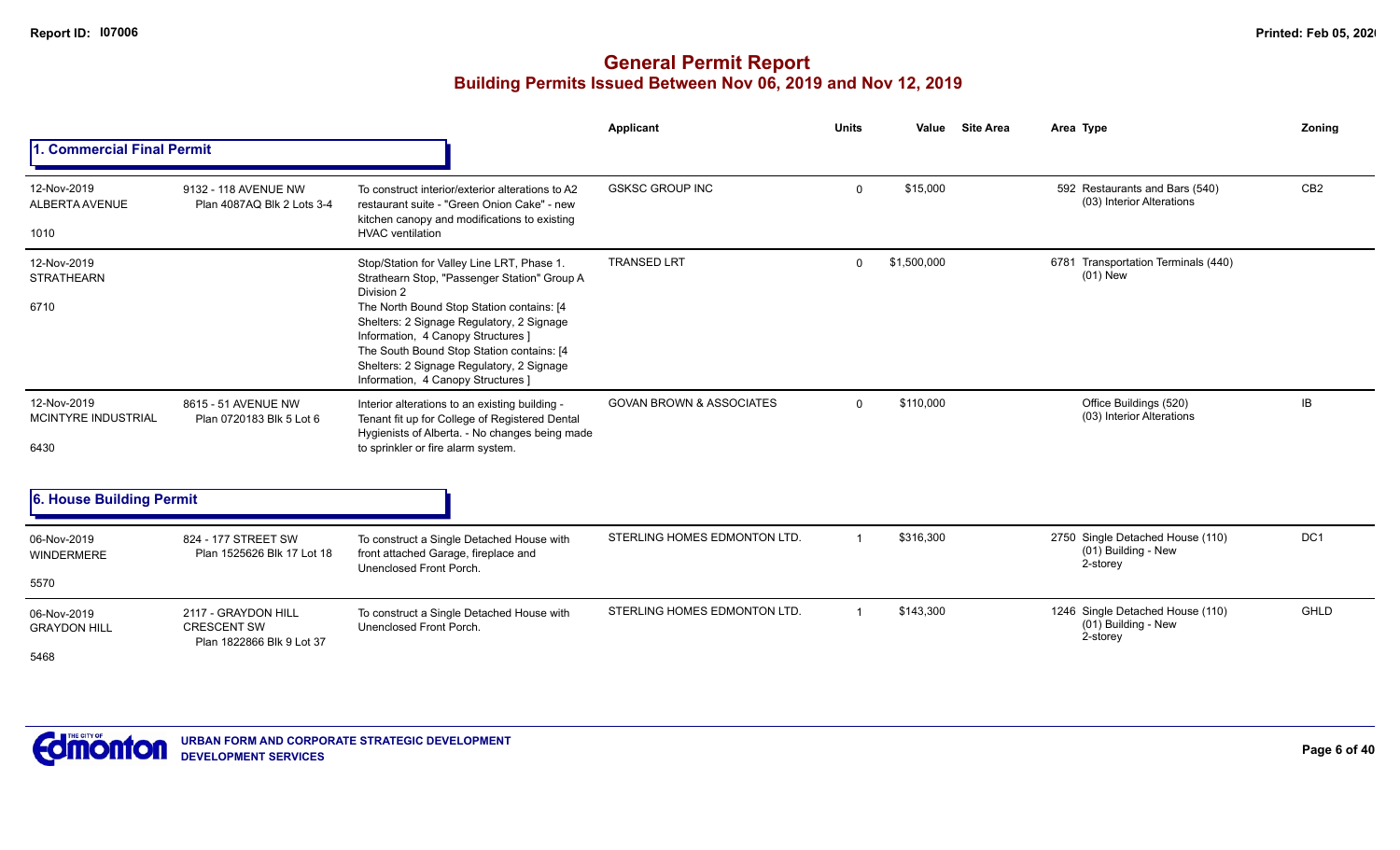# General Permit Report

## Building Permits Issued Between Nov 06, 2019 and Nov 12, 2019

### 1. Commercial Final Permit

| Date / Neighbourhood | Address / Legal | Description | Applicant | Units | Value | Site Area | Area Type | Zoning |
|---|---|---|---|---|---|---|---|---|
| 12-Nov-2019 ALBERTA AVENUE 1010 | 9132 - 118 AVENUE NW Plan 4087AQ Blk 2 Lots 3-4 | To construct interior/exterior alterations to A2 restaurant suite - "Green Onion Cake" - new kitchen canopy and modifications to existing HVAC ventilation | GSKSC GROUP INC | 0 | $15,000 | | 592 Restaurants and Bars (540) (03) Interior Alterations | CB2 |
| 12-Nov-2019 STRATHEARN 6710 | | Stop/Station for Valley Line LRT, Phase 1. Strathearn Stop, "Passenger Station" Group A Division 2 The North Bound Stop Station contains: [4 Shelters: 2 Signage Regulatory, 2 Signage Information, 4 Canopy Structures ] The South Bound Stop Station contains: [4 Shelters: 2 Signage Regulatory, 2 Signage Information, 4 Canopy Structures ] | TRANSED LRT | 0 | $1,500,000 | | 6781 Transportation Terminals (440) (01) New | |
| 12-Nov-2019 MCINTYRE INDUSTRIAL 6430 | 8615 - 51 AVENUE NW Plan 0720183 Blk 5 Lot 6 | Interior alterations to an existing building - Tenant fit up for College of Registered Dental Hygienists of Alberta. - No changes being made to sprinkler or fire alarm system. | GOVAN BROWN & ASSOCIATES | 0 | $110,000 | | Office Buildings (520) (03) Interior Alterations | IB |

### 6. House Building Permit

| Date / Neighbourhood | Address / Legal | Description | Applicant | Units | Value | Site Area | Area Type | Zoning |
|---|---|---|---|---|---|---|---|---|
| 06-Nov-2019 WINDERMERE 5570 | 824 - 177 STREET SW Plan 1525626 Blk 17 Lot 18 | To construct a Single Detached House with front attached Garage, fireplace and Unenclosed Front Porch. | STERLING HOMES EDMONTON LTD. | 1 | $316,300 | | 2750 Single Detached House (110) (01) Building - New 2-storey | DC1 |
| 06-Nov-2019 GRAYDON HILL 5468 | 2117 - GRAYDON HILL CRESCENT SW Plan 1822866 Blk 9 Lot 37 | To construct a Single Detached House with Unenclosed Front Porch. | STERLING HOMES EDMONTON LTD. | 1 | $143,300 | | 1246 Single Detached House (110) (01) Building - New 2-storey | GHLD |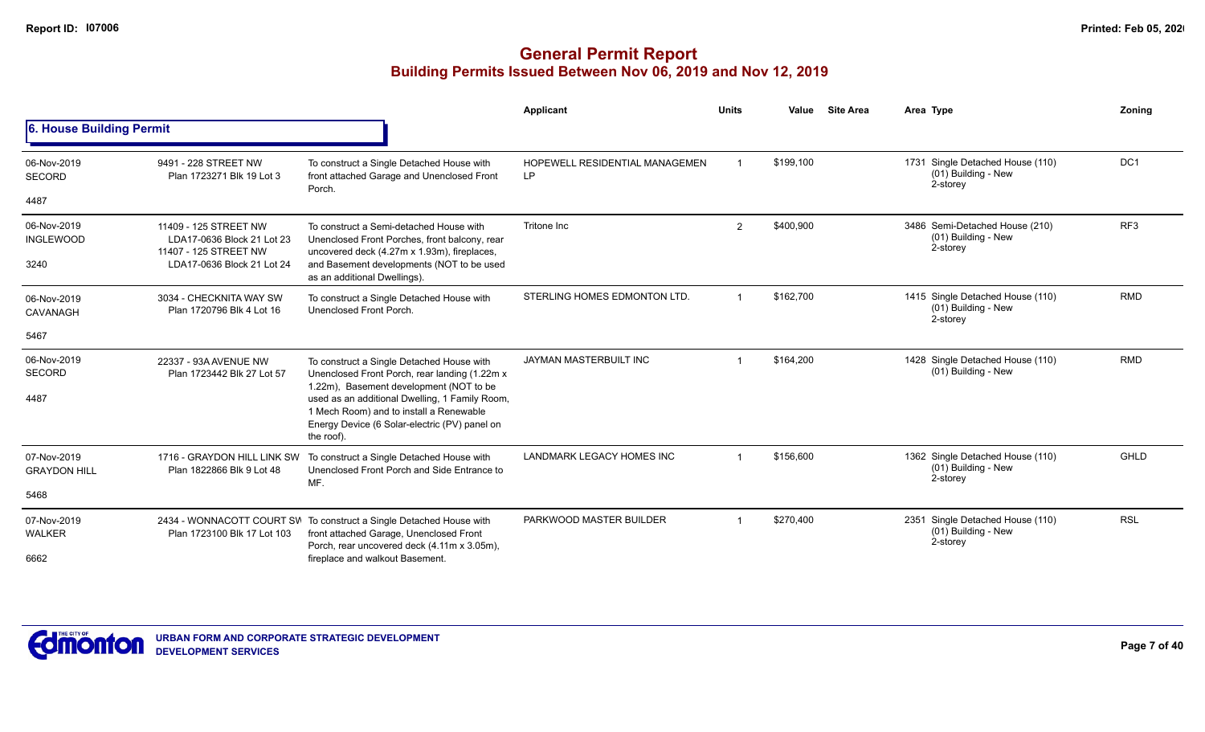# General Permit Report
## Building Permits Issued Between Nov 06, 2019 and Nov 12, 2019

### 6. House Building Permit

| Date / Neighbourhood / Code | Address / Legal | Description | Applicant | Units | Value | Site Area | Area Type | Zoning |
|---|---|---|---|---|---|---|---|---|
| 06-Nov-2019 SECORD 4487 | 9491 - 228 STREET NW Plan 1723271 Blk 19 Lot 3 | To construct a Single Detached House with front attached Garage and Unenclosed Front Porch. | HOPEWELL RESIDENTIAL MANAGEMEN LP | 1 | $199,100 | | 1731 Single Detached House (110) (01) Building - New 2-storey | DC1 |
| 06-Nov-2019 INGLEWOOD 3240 | 11409 - 125 STREET NW LDA17-0636 Block 21 Lot 23 11407 - 125 STREET NW LDA17-0636 Block 21 Lot 24 | To construct a Semi-detached House with Unenclosed Front Porches, front balcony, rear uncovered deck (4.27m x 1.93m), fireplaces, and Basement developments (NOT to be used as an additional Dwellings). | Tritone Inc | 2 | $400,900 | | 3486 Semi-Detached House (210) (01) Building - New 2-storey | RF3 |
| 06-Nov-2019 CAVANAGH 5467 | 3034 - CHECKNITA WAY SW Plan 1720796 Blk 4 Lot 16 | To construct a Single Detached House with Unenclosed Front Porch. | STERLING HOMES EDMONTON LTD. | 1 | $162,700 | | 1415 Single Detached House (110) (01) Building - New 2-storey | RMD |
| 06-Nov-2019 SECORD 4487 | 22337 - 93A AVENUE NW Plan 1723442 Blk 27 Lot 57 | To construct a Single Detached House with Unenclosed Front Porch, rear landing (1.22m x 1.22m), Basement development (NOT to be used as an additional Dwelling, 1 Family Room, 1 Mech Room) and to install a Renewable Energy Device (6 Solar-electric (PV) panel on the roof). | JAYMAN MASTERBUILT INC | 1 | $164,200 | | 1428 Single Detached House (110) (01) Building - New | RMD |
| 07-Nov-2019 GRAYDON HILL 5468 | 1716 - GRAYDON HILL LINK SW Plan 1822866 Blk 9 Lot 48 | To construct a Single Detached House with Unenclosed Front Porch and Side Entrance to MF. | LANDMARK LEGACY HOMES INC | 1 | $156,600 | | 1362 Single Detached House (110) (01) Building - New 2-storey | GHLD |
| 07-Nov-2019 WALKER 6662 | 2434 - WONNACOTT COURT SW Plan 1723100 Blk 17 Lot 103 | To construct a Single Detached House with front attached Garage, Unenclosed Front Porch, rear uncovered deck (4.11m x 3.05m), fireplace and walkout Basement. | PARKWOOD MASTER BUILDER | 1 | $270,400 | | 2351 Single Detached House (110) (01) Building - New 2-storey | RSL |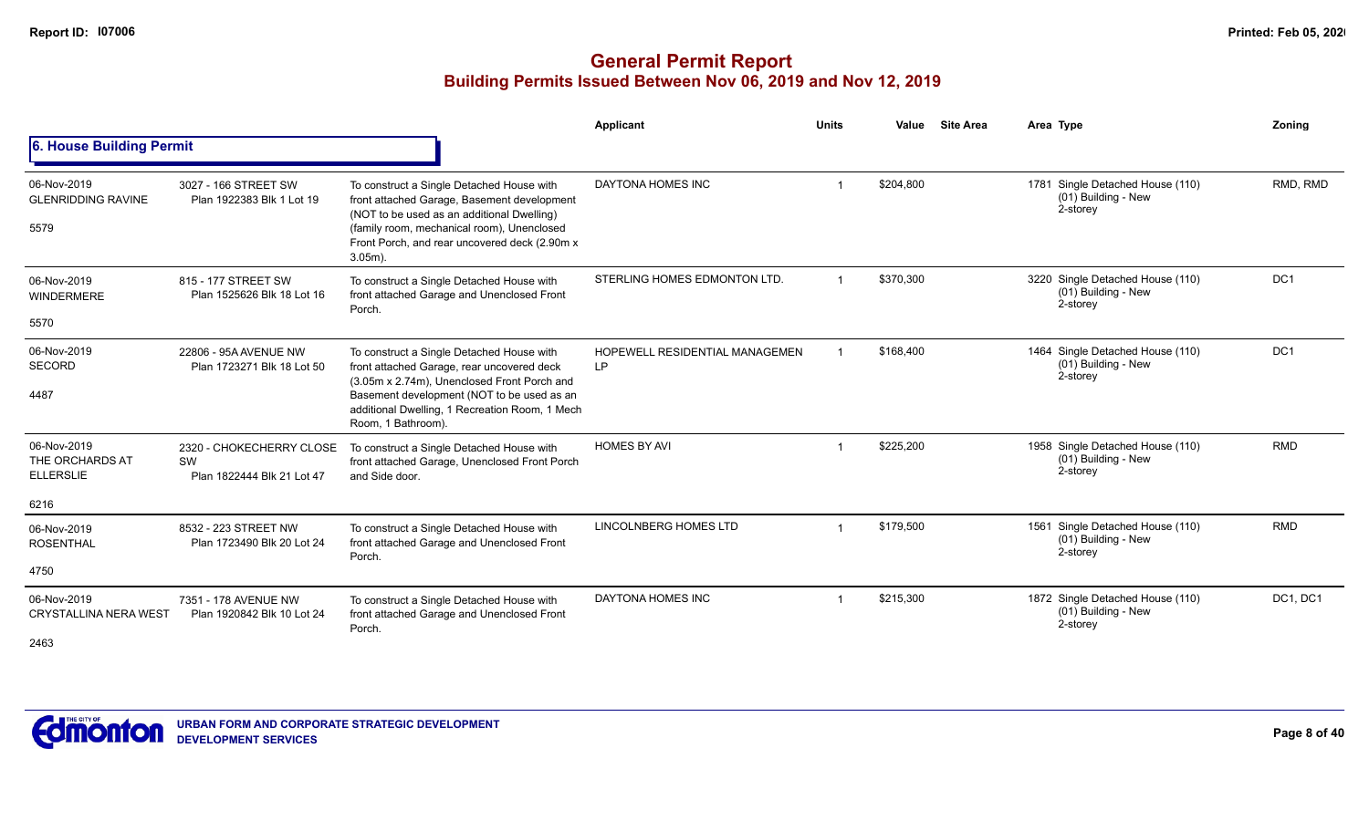## General Permit Report
### Building Permits Issued Between Nov 06, 2019 and Nov 12, 2019

#### 6. House Building Permit

| Date / Neighbourhood / No. | Address / Legal | Description | Applicant | Units | Value | Site Area | Area | Type | Zoning |
|---|---|---|---|---|---|---|---|---|---|
| 06-Nov-2019 GLENRIDDING RAVINE 5579 | 3027 - 166 STREET SW Plan 1922383 Blk 1 Lot 19 | To construct a Single Detached House with front attached Garage, Basement development (NOT to be used as an additional Dwelling) (family room, mechanical room), Unenclosed Front Porch, and rear uncovered deck (2.90m x 3.05m). | DAYTONA HOMES INC | 1 | $204,800 | | 1781 | Single Detached House (110) (01) Building - New 2-storey | RMD, RMD |
| 06-Nov-2019 WINDERMERE 5570 | 815 - 177 STREET SW Plan 1525626 Blk 18 Lot 16 | To construct a Single Detached House with front attached Garage and Unenclosed Front Porch. | STERLING HOMES EDMONTON LTD. | 1 | $370,300 | | 3220 | Single Detached House (110) (01) Building - New 2-storey | DC1 |
| 06-Nov-2019 SECORD 4487 | 22806 - 95A AVENUE NW Plan 1723271 Blk 18 Lot 50 | To construct a Single Detached House with front attached Garage, rear uncovered deck (3.05m x 2.74m), Unenclosed Front Porch and Basement development (NOT to be used as an additional Dwelling, 1 Recreation Room, 1 Mech Room, 1 Bathroom). | HOPEWELL RESIDENTIAL MANAGEMEN LP | 1 | $168,400 | | 1464 | Single Detached House (110) (01) Building - New 2-storey | DC1 |
| 06-Nov-2019 THE ORCHARDS AT ELLERSLIE 6216 | 2320 - CHOKECHERRY CLOSE SW Plan 1822444 Blk 21 Lot 47 | To construct a Single Detached House with front attached Garage, Unenclosed Front Porch and Side door. | HOMES BY AVI | 1 | $225,200 | | 1958 | Single Detached House (110) (01) Building - New 2-storey | RMD |
| 06-Nov-2019 ROSENTHAL 4750 | 8532 - 223 STREET NW Plan 1723490 Blk 20 Lot 24 | To construct a Single Detached House with front attached Garage and Unenclosed Front Porch. | LINCOLNBERG HOMES LTD | 1 | $179,500 | | 1561 | Single Detached House (110) (01) Building - New 2-storey | RMD |
| 06-Nov-2019 CRYSTALLINA NERA WEST 2463 | 7351 - 178 AVENUE NW Plan 1920842 Blk 10 Lot 24 | To construct a Single Detached House with front attached Garage and Unenclosed Front Porch. | DAYTONA HOMES INC | 1 | $215,300 | | 1872 | Single Detached House (110) (01) Building - New 2-storey | DC1, DC1 |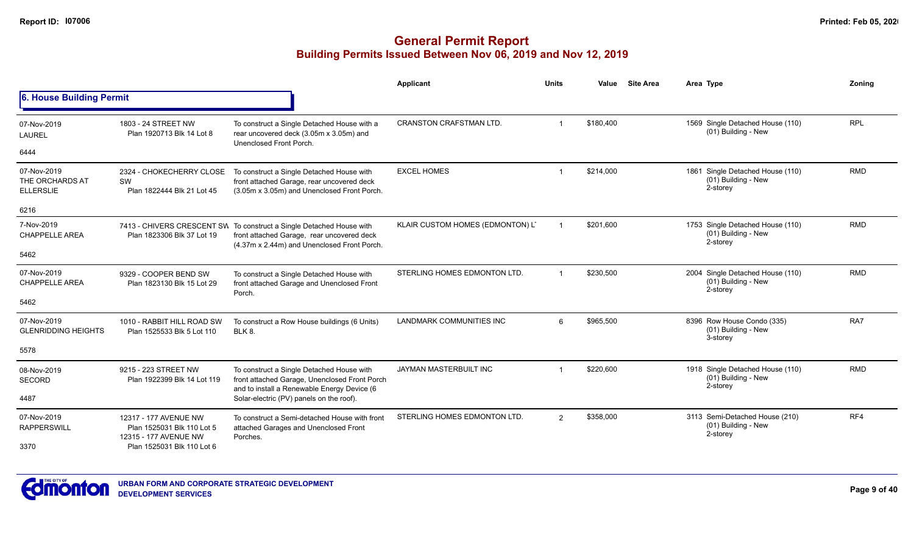# General Permit Report
## Building Permits Issued Between Nov 06, 2019 and Nov 12, 2019

### 6. House Building Permit

| Date / Neighbourhood | Address / Legal | Description | Applicant | Units | Value | Site Area | Area | Type | Zoning |
|---|---|---|---|---|---|---|---|---|---|
| 07-Nov-2019 LAUREL 6444 | 1803 - 24 STREET NW Plan 1920713 Blk 14 Lot 8 | To construct a Single Detached House with a rear uncovered deck (3.05m x 3.05m) and Unenclosed Front Porch. | CRANSTON CRAFTSMAN LTD. | 1 | $180,400 | | 1569 | Single Detached House (110) (01) Building - New | RPL |
| 07-Nov-2019 THE ORCHARDS AT ELLERSLIE 6216 | 2324 - CHOKECHERRY CLOSE SW Plan 1822444 Blk 21 Lot 45 | To construct a Single Detached House with front attached Garage, rear uncovered deck (3.05m x 3.05m) and Unenclosed Front Porch. | EXCEL HOMES | 1 | $214,000 | | 1861 | Single Detached House (110) (01) Building - New 2-storey | RMD |
| 7-Nov-2019 CHAPPELLE AREA 5462 | 7413 - CHIVERS CRESCENT SW Plan 1823306 Blk 37 Lot 19 | To construct a Single Detached House with front attached Garage, rear uncovered deck (4.37m x 2.44m) and Unenclosed Front Porch. | KLAIR CUSTOM HOMES (EDMONTON) L' | 1 | $201,600 | | 1753 | Single Detached House (110) (01) Building - New 2-storey | RMD |
| 07-Nov-2019 CHAPPELLE AREA 5462 | 9329 - COOPER BEND SW Plan 1823130 Blk 15 Lot 29 | To construct a Single Detached House with front attached Garage and Unenclosed Front Porch. | STERLING HOMES EDMONTON LTD. | 1 | $230,500 | | 2004 | Single Detached House (110) (01) Building - New 2-storey | RMD |
| 07-Nov-2019 GLENRIDDING HEIGHTS 5578 | 1010 - RABBIT HILL ROAD SW Plan 1525533 Blk 5 Lot 110 | To construct a Row House buildings (6 Units) BLK 8. | LANDMARK COMMUNITIES INC | 6 | $965,500 | | 8396 | Row House Condo (335) (01) Building - New 3-storey | RA7 |
| 08-Nov-2019 SECORD 4487 | 9215 - 223 STREET NW Plan 1922399 Blk 14 Lot 119 | To construct a Single Detached House with front attached Garage, Unenclosed Front Porch and to install a Renewable Energy Device (6 Solar-electric (PV) panels on the roof). | JAYMAN MASTERBUILT INC | 1 | $220,600 | | 1918 | Single Detached House (110) (01) Building - New 2-storey | RMD |
| 07-Nov-2019 RAPPERSWILL 3370 | 12317 - 177 AVENUE NW Plan 1525031 Blk 110 Lot 5 12315 - 177 AVENUE NW Plan 1525031 Blk 110 Lot 6 | To construct a Semi-detached House with front attached Garages and Unenclosed Front Porches. | STERLING HOMES EDMONTON LTD. | 2 | $358,000 | | 3113 | Semi-Detached House (210) (01) Building - New 2-storey | RF4 |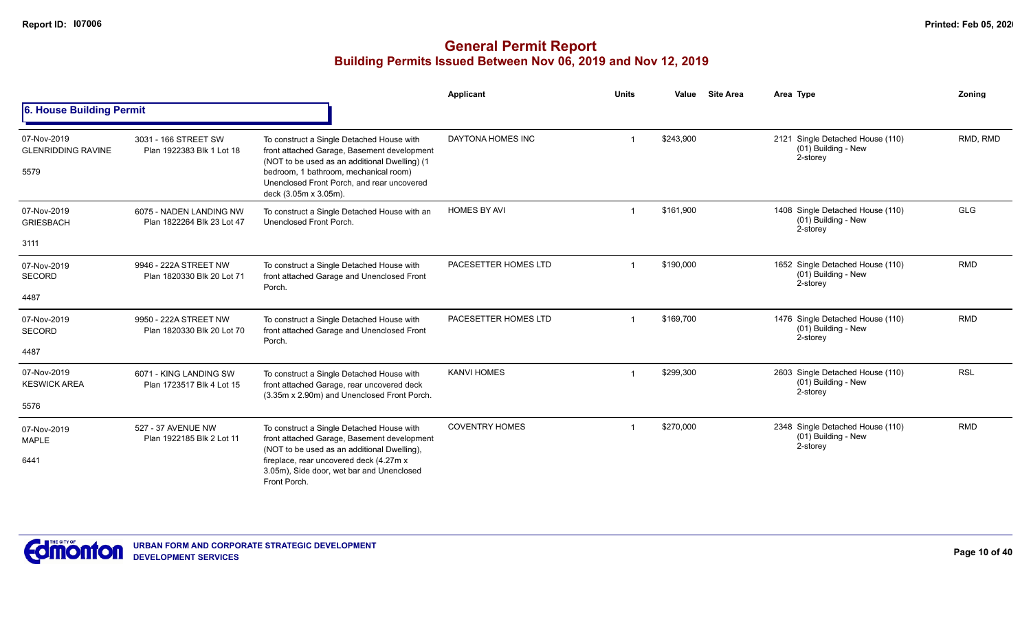# General Permit Report

## Building Permits Issued Between Nov 06, 2019 and Nov 12, 2019

### 6. House Building Permit

| | | | Applicant | Units | Value | Site Area | Area | Type | Zoning |
|---|---|---|---|---|---|---|---|---|---|
| 07-Nov-2019<br>GLENRIDDING RAVINE<br>5579 | 3031 - 166 STREET SW<br>Plan 1922383 Blk 1 Lot 18 | To construct a Single Detached House with front attached Garage, Basement development (NOT to be used as an additional Dwelling) (1 bedroom, 1 bathroom, mechanical room) Unenclosed Front Porch, and rear uncovered deck (3.05m x 3.05m). | DAYTONA HOMES INC | 1 | $243,900 | | 2121 | Single Detached House (110)<br>(01) Building - New<br>2-storey | RMD, RMD |
| 07-Nov-2019<br>GRIESBACH<br>3111 | 6075 - NADEN LANDING NW<br>Plan 1822264 Blk 23 Lot 47 | To construct a Single Detached House with an Unenclosed Front Porch. | HOMES BY AVI | 1 | $161,900 | | 1408 | Single Detached House (110)<br>(01) Building - New<br>2-storey | GLG |
| 07-Nov-2019<br>SECORD<br>4487 | 9946 - 222A STREET NW<br>Plan 1820330 Blk 20 Lot 71 | To construct a Single Detached House with front attached Garage and Unenclosed Front Porch. | PACESETTER HOMES LTD | 1 | $190,000 | | 1652 | Single Detached House (110)<br>(01) Building - New<br>2-storey | RMD |
| 07-Nov-2019<br>SECORD<br>4487 | 9950 - 222A STREET NW<br>Plan 1820330 Blk 20 Lot 70 | To construct a Single Detached House with front attached Garage and Unenclosed Front Porch. | PACESETTER HOMES LTD | 1 | $169,700 | | 1476 | Single Detached House (110)<br>(01) Building - New<br>2-storey | RMD |
| 07-Nov-2019<br>KESWICK AREA<br>5576 | 6071 - KING LANDING SW<br>Plan 1723517 Blk 4 Lot 15 | To construct a Single Detached House with front attached Garage, rear uncovered deck (3.35m x 2.90m) and Unenclosed Front Porch. | KANVI HOMES | 1 | $299,300 | | 2603 | Single Detached House (110)<br>(01) Building - New<br>2-storey | RSL |
| 07-Nov-2019<br>MAPLE<br>6441 | 527 - 37 AVENUE NW<br>Plan 1922185 Blk 2 Lot 11 | To construct a Single Detached House with front attached Garage, Basement development (NOT to be used as an additional Dwelling), fireplace, rear uncovered deck (4.27m x 3.05m), Side door, wet bar and Unenclosed Front Porch. | COVENTRY HOMES | 1 | $270,000 | | 2348 | Single Detached House (110)<br>(01) Building - New<br>2-storey | RMD |

URBAN FORM AND CORPORATE STRATEGIC DEVELOPMENT
DEVELOPMENT SERVICES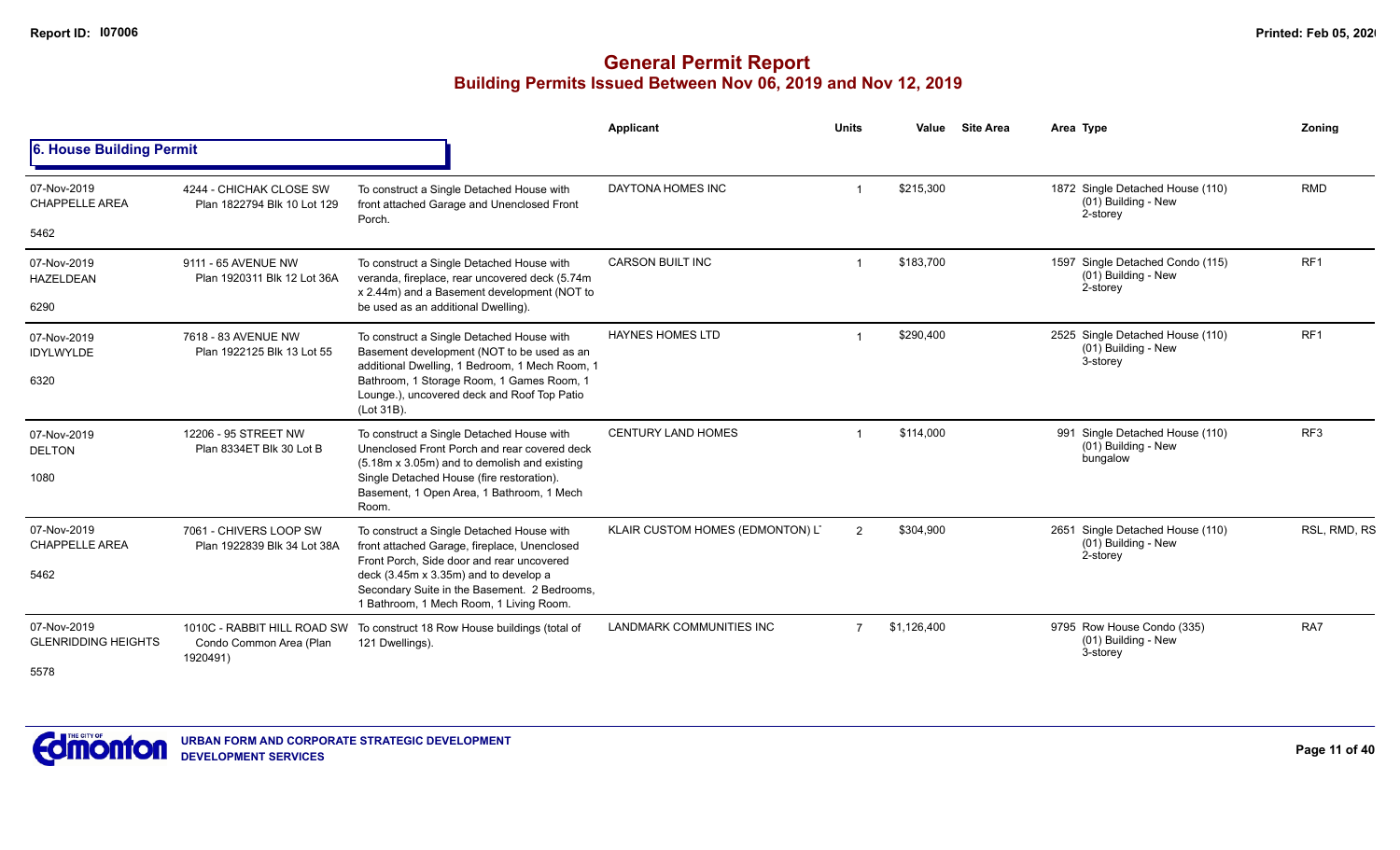# General Permit Report
## Building Permits Issued Between Nov 06, 2019 and Nov 12, 2019

### 6. House Building Permit

| | | | Applicant | Units | Value | Site Area | Area Type | Zoning |
|---|---|---|---|---|---|---|---|---|
| 07-Nov-2019 CHAPPELLE AREA 5462 | 4244 - CHICHAK CLOSE SW Plan 1822794 Blk 10 Lot 129 | To construct a Single Detached House with front attached Garage and Unenclosed Front Porch. | DAYTONA HOMES INC | 1 | $215,300 | | 1872 Single Detached House (110) (01) Building - New 2-storey | RMD |
| 07-Nov-2019 HAZELDEAN 6290 | 9111 - 65 AVENUE NW Plan 1920311 Blk 12 Lot 36A | To construct a Single Detached House with veranda, fireplace, rear uncovered deck (5.74m x 2.44m) and a Basement development (NOT to be used as an additional Dwelling). | CARSON BUILT INC | 1 | $183,700 | | 1597 Single Detached Condo (115) (01) Building - New 2-storey | RF1 |
| 07-Nov-2019 IDYLWYLDE 6320 | 7618 - 83 AVENUE NW Plan 1922125 Blk 13 Lot 55 | To construct a Single Detached House with Basement development (NOT to be used as an additional Dwelling, 1 Bedroom, 1 Mech Room, 1 Bathroom, 1 Storage Room, 1 Games Room, 1 Lounge.), uncovered deck and Roof Top Patio (Lot 31B). | HAYNES HOMES LTD | 1 | $290,400 | | 2525 Single Detached House (110) (01) Building - New 3-storey | RF1 |
| 07-Nov-2019 DELTON 1080 | 12206 - 95 STREET NW Plan 8334ET Blk 30 Lot B | To construct a Single Detached House with Unenclosed Front Porch and rear covered deck (5.18m x 3.05m) and to demolish and existing Single Detached House (fire restoration). Basement, 1 Open Area, 1 Bathroom, 1 Mech Room. | CENTURY LAND HOMES | 1 | $114,000 | | 991 Single Detached House (110) (01) Building - New bungalow | RF3 |
| 07-Nov-2019 CHAPPELLE AREA 5462 | 7061 - CHIVERS LOOP SW Plan 1922839 Blk 34 Lot 38A | To construct a Single Detached House with front attached Garage, fireplace, Unenclosed Front Porch, Side door and rear uncovered deck (3.45m x 3.35m) and to develop a Secondary Suite in the Basement. 2 Bedrooms, 1 Bathroom, 1 Mech Room, 1 Living Room. | KLAIR CUSTOM HOMES (EDMONTON) L' | 2 | $304,900 | | 2651 Single Detached House (110) (01) Building - New 2-storey | RSL, RMD, RS |
| 07-Nov-2019 GLENRIDDING HEIGHTS 5578 | 1010C - RABBIT HILL ROAD SW Condo Common Area (Plan 1920491) | To construct 18 Row House buildings (total of 121 Dwellings). | LANDMARK COMMUNITIES INC | 7 | $1,126,400 | | 9795 Row House Condo (335) (01) Building - New 3-storey | RA7 |

URBAN FORM AND CORPORATE STRATEGIC DEVELOPMENT
DEVELOPMENT SERVICES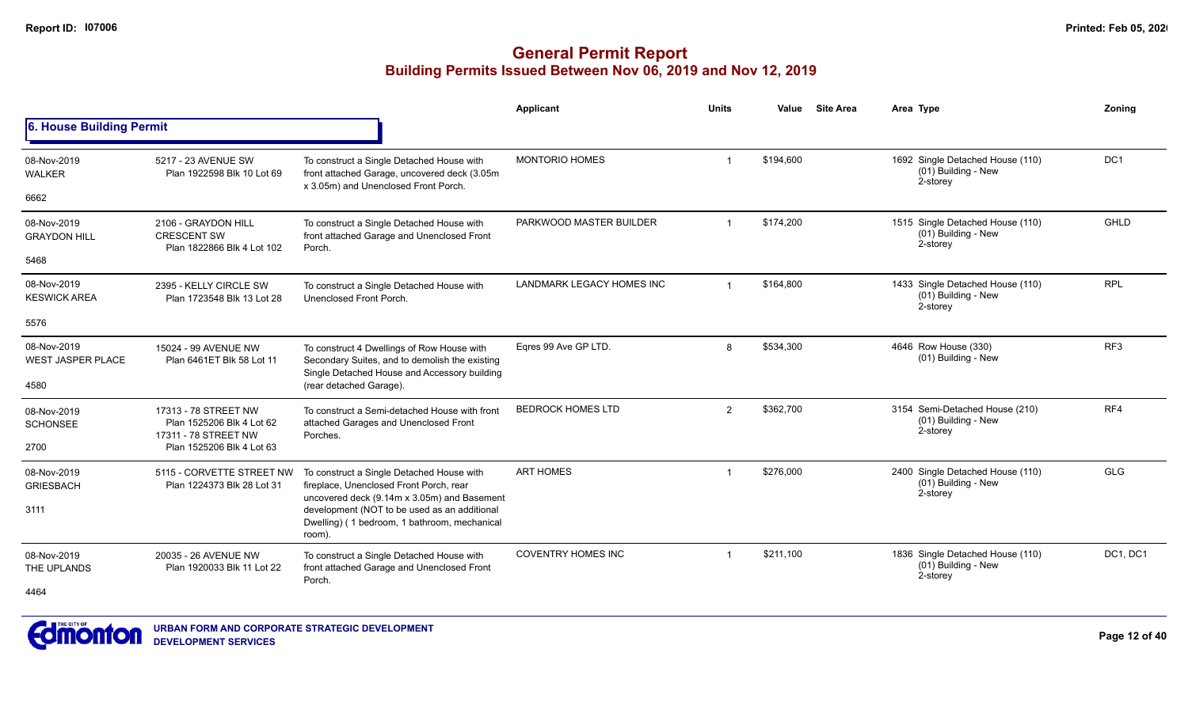# General Permit Report

## Building Permits Issued Between Nov 06, 2019 and Nov 12, 2019

### 6. House Building Permit

| Date / Neighbourhood | Address / Legal | Description | Applicant | Units | Value | Site Area | Area | Type | Zoning |
|---|---|---|---|---|---|---|---|---|---|
| 08-Nov-2019 WALKER 6662 | 5217 - 23 AVENUE SW Plan 1922598 Blk 10 Lot 69 | To construct a Single Detached House with front attached Garage, uncovered deck (3.05m x 3.05m) and Unenclosed Front Porch. | MONTORIO HOMES | 1 | $194,600 | | 1692 | Single Detached House (110) (01) Building - New 2-storey | DC1 |
| 08-Nov-2019 GRAYDON HILL 5468 | 2106 - GRAYDON HILL CRESCENT SW Plan 1822866 Blk 4 Lot 102 | To construct a Single Detached House with front attached Garage and Unenclosed Front Porch. | PARKWOOD MASTER BUILDER | 1 | $174,200 | | 1515 | Single Detached House (110) (01) Building - New 2-storey | GHLD |
| 08-Nov-2019 KESWICK AREA 5576 | 2395 - KELLY CIRCLE SW Plan 1723548 Blk 13 Lot 28 | To construct a Single Detached House with Unenclosed Front Porch. | LANDMARK LEGACY HOMES INC | 1 | $164,800 | | 1433 | Single Detached House (110) (01) Building - New 2-storey | RPL |
| 08-Nov-2019 WEST JASPER PLACE 4580 | 15024 - 99 AVENUE NW Plan 6461ET Blk 58 Lot 11 | To construct 4 Dwellings of Row House with Secondary Suites, and to demolish the existing Single Detached House and Accessory building (rear detached Garage). | Eqres 99 Ave GP LTD. | 8 | $534,300 | | 4646 | Row House (330) (01) Building - New | RF3 |
| 08-Nov-2019 SCHONSEE 2700 | 17313 - 78 STREET NW Plan 1525206 Blk 4 Lot 62 17311 - 78 STREET NW Plan 1525206 Blk 4 Lot 63 | To construct a Semi-detached House with front attached Garages and Unenclosed Front Porches. | BEDROCK HOMES LTD | 2 | $362,700 | | 3154 | Semi-Detached House (210) (01) Building - New 2-storey | RF4 |
| 08-Nov-2019 GRIESBACH 3111 | 5115 - CORVETTE STREET NW Plan 1224373 Blk 28 Lot 31 | To construct a Single Detached House with fireplace, Unenclosed Front Porch, rear uncovered deck (9.14m x 3.05m) and Basement development (NOT to be used as an additional Dwelling) ( 1 bedroom, 1 bathroom, mechanical room). | ART HOMES | 1 | $276,000 | | 2400 | Single Detached House (110) (01) Building - New 2-storey | GLG |
| 08-Nov-2019 THE UPLANDS 4464 | 20035 - 26 AVENUE NW Plan 1920033 Blk 11 Lot 22 | To construct a Single Detached House with front attached Garage and Unenclosed Front Porch. | COVENTRY HOMES INC | 1 | $211,100 | | 1836 | Single Detached House (110) (01) Building - New 2-storey | DC1, DC1 |

URBAN FORM AND CORPORATE STRATEGIC DEVELOPMENT
DEVELOPMENT SERVICES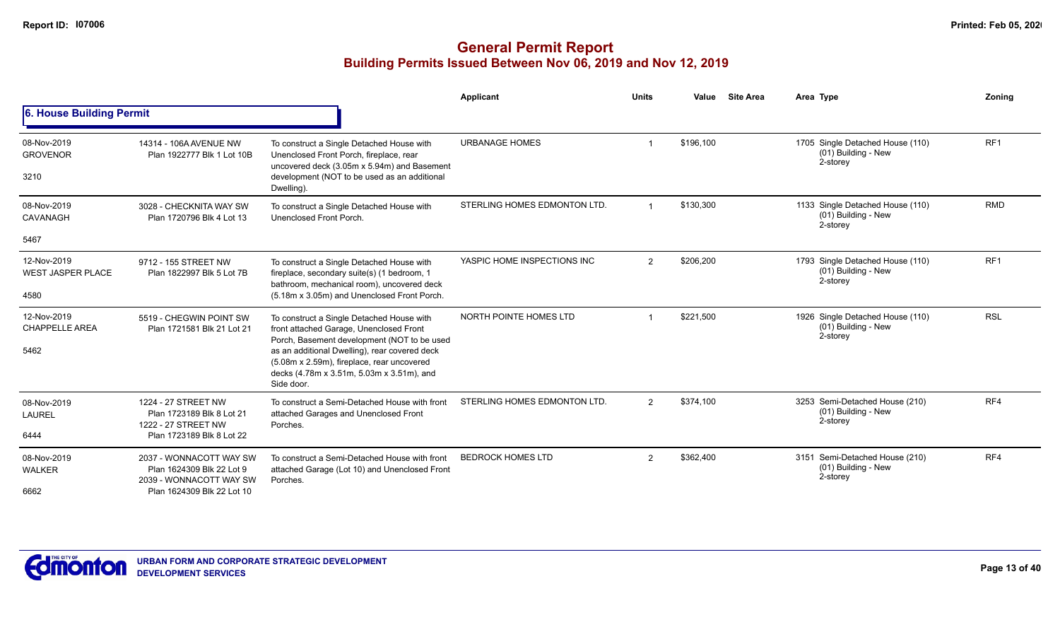# General Permit Report

## Building Permits Issued Between Nov 06, 2019 and Nov 12, 2019

### 6. House Building Permit

| Date / Neighbourhood | Address / Legal | Description | Applicant | Units | Value | Site Area | Area Type | Zoning |
|---|---|---|---|---|---|---|---|---|
| 08-Nov-2019<br>GROVENOR<br>3210 | 14314 - 106A AVENUE NW<br>Plan 1922777 Blk 1 Lot 10B | To construct a Single Detached House with Unenclosed Front Porch, fireplace, rear uncovered deck (3.05m x 5.94m) and Basement development (NOT to be used as an additional Dwelling). | URBANAGE HOMES | 1 | $196,100 | | 1705 Single Detached House (110)<br>(01) Building - New<br>2-storey | RF1 |
| 08-Nov-2019<br>CAVANAGH<br>5467 | 3028 - CHECKNITA WAY SW<br>Plan 1720796 Blk 4 Lot 13 | To construct a Single Detached House with Unenclosed Front Porch. | STERLING HOMES EDMONTON LTD. | 1 | $130,300 | | 1133 Single Detached House (110)<br>(01) Building - New<br>2-storey | RMD |
| 12-Nov-2019<br>WEST JASPER PLACE<br>4580 | 9712 - 155 STREET NW<br>Plan 1822997 Blk 5 Lot 7B | To construct a Single Detached House with fireplace, secondary suite(s) (1 bedroom, 1 bathroom, mechanical room), uncovered deck (5.18m x 3.05m) and Unenclosed Front Porch. | YASPIC HOME INSPECTIONS INC | 2 | $206,200 | | 1793 Single Detached House (110)<br>(01) Building - New<br>2-storey | RF1 |
| 12-Nov-2019<br>CHAPPELLE AREA<br>5462 | 5519 - CHEGWIN POINT SW<br>Plan 1721581 Blk 21 Lot 21 | To construct a Single Detached House with front attached Garage, Unenclosed Front Porch, Basement development (NOT to be used as an additional Dwelling), rear covered deck (5.08m x 2.59m), fireplace, rear uncovered decks (4.78m x 3.51m, 5.03m x 3.51m), and Side door. | NORTH POINTE HOMES LTD | 1 | $221,500 | | 1926 Single Detached House (110)<br>(01) Building - New<br>2-storey | RSL |
| 08-Nov-2019<br>LAUREL<br>6444 | 1224 - 27 STREET NW<br>Plan 1723189 Blk 8 Lot 21<br>1222 - 27 STREET NW<br>Plan 1723189 Blk 8 Lot 22 | To construct a Semi-Detached House with front attached Garages and Unenclosed Front Porches. | STERLING HOMES EDMONTON LTD. | 2 | $374,100 | | 3253 Semi-Detached House (210)<br>(01) Building - New<br>2-storey | RF4 |
| 08-Nov-2019<br>WALKER<br>6662 | 2037 - WONNACOTT WAY SW<br>Plan 1624309 Blk 22 Lot 9<br>2039 - WONNACOTT WAY SW<br>Plan 1624309 Blk 22 Lot 10 | To construct a Semi-Detached House with front attached Garage (Lot 10) and Unenclosed Front Porches. | BEDROCK HOMES LTD | 2 | $362,400 | | 3151 Semi-Detached House (210)<br>(01) Building - New<br>2-storey | RF4 |

URBAN FORM AND CORPORATE STRATEGIC DEVELOPMENT
DEVELOPMENT SERVICES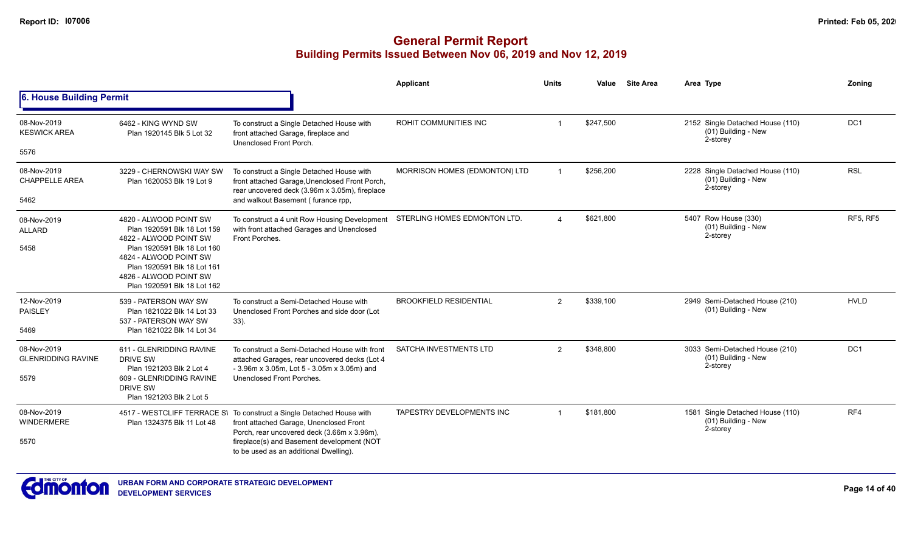# General Permit Report

## Building Permits Issued Between Nov 06, 2019 and Nov 12, 2019

### 6. House Building Permit

| Date / Neighbourhood | Address / Legal | Description | Applicant | Units | Value | Site Area | Area Type | Zoning |
|---|---|---|---|---|---|---|---|---|
| 08-Nov-2019 KESWICK AREA 5576 | 6462 - KING WYND SW Plan 1920145 Blk 5 Lot 32 | To construct a Single Detached House with front attached Garage, fireplace and Unenclosed Front Porch. | ROHIT COMMUNITIES INC | 1 | $247,500 | | 2152 Single Detached House (110) (01) Building - New 2-storey | DC1 |
| 08-Nov-2019 CHAPPELLE AREA 5462 | 3229 - CHERNOWSKI WAY SW Plan 1620053 Blk 19 Lot 9 | To construct a Single Detached House with front attached Garage,Unenclosed Front Porch, rear uncovered deck (3.96m x 3.05m), fireplace and walkout Basement ( furance rpp, | MORRISON HOMES (EDMONTON) LTD | 1 | $256,200 | | 2228 Single Detached House (110) (01) Building - New 2-storey | RSL |
| 08-Nov-2019 ALLARD 5458 | 4820 - ALWOOD POINT SW Plan 1920591 Blk 18 Lot 159 4822 - ALWOOD POINT SW Plan 1920591 Blk 18 Lot 160 4824 - ALWOOD POINT SW Plan 1920591 Blk 18 Lot 161 4826 - ALWOOD POINT SW Plan 1920591 Blk 18 Lot 162 | To construct a 4 unit Row Housing Development with front attached Garages and Unenclosed Front Porches. | STERLING HOMES EDMONTON LTD. | 4 | $621,800 | | 5407 Row House (330) (01) Building - New 2-storey | RF5, RF5 |
| 12-Nov-2019 PAISLEY 5469 | 539 - PATERSON WAY SW Plan 1821022 Blk 14 Lot 33 537 - PATERSON WAY SW Plan 1821022 Blk 14 Lot 34 | To construct a Semi-Detached House with Unenclosed Front Porches and side door (Lot 33). | BROOKFIELD RESIDENTIAL | 2 | $339,100 | | 2949 Semi-Detached House (210) (01) Building - New | HVLD |
| 08-Nov-2019 GLENRIDDING RAVINE 5579 | 611 - GLENRIDDING RAVINE DRIVE SW Plan 1921203 Blk 2 Lot 4 609 - GLENRIDDING RAVINE DRIVE SW Plan 1921203 Blk 2 Lot 5 | To construct a Semi-Detached House with front attached Garages, rear uncovered decks (Lot 4 - 3.96m x 3.05m, Lot 5 - 3.05m x 3.05m) and Unenclosed Front Porches. | SATCHA INVESTMENTS LTD | 2 | $348,800 | | 3033 Semi-Detached House (210) (01) Building - New 2-storey | DC1 |
| 08-Nov-2019 WINDERMERE 5570 | 4517 - WESTCLIFF TERRACE SW Plan 1324375 Blk 11 Lot 48 | To construct a Single Detached House with front attached Garage, Unenclosed Front Porch, rear uncovered deck (3.66m x 3.96m), fireplace(s) and Basement development (NOT to be used as an additional Dwelling). | TAPESTRY DEVELOPMENTS INC | 1 | $181,800 | | 1581 Single Detached House (110) (01) Building - New 2-storey | RF4 |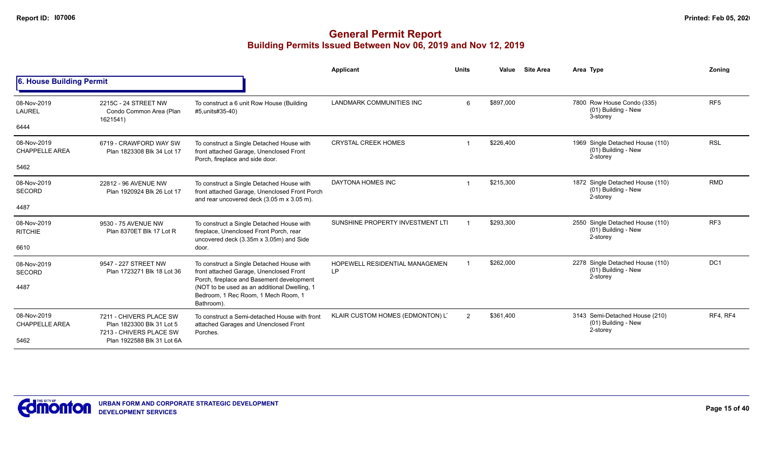# General Permit Report
## Building Permits Issued Between Nov 06, 2019 and Nov 12, 2019

### 6. House Building Permit

| Date / Neighbourhood / No. | Address / Legal | Description | Applicant | Units | Value | Site Area | Area Type | Zoning |
|---|---|---|---|---|---|---|---|---|
| 08-Nov-2019 LAUREL 6444 | 2215C - 24 STREET NW Condo Common Area (Plan 1621541) | To construct a 6 unit Row House (Building #5,units#35-40) | LANDMARK COMMUNITIES INC | 6 | $897,000 | | 7800 Row House Condo (335) (01) Building - New 3-storey | RF5 |
| 08-Nov-2019 CHAPPELLE AREA 5462 | 6719 - CRAWFORD WAY SW Plan 1823308 Blk 34 Lot 17 | To construct a Single Detached House with front attached Garage, Unenclosed Front Porch, fireplace and side door. | CRYSTAL CREEK HOMES | 1 | $226,400 | | 1969 Single Detached House (110) (01) Building - New 2-storey | RSL |
| 08-Nov-2019 SECORD 4487 | 22812 - 96 AVENUE NW Plan 1920924 Blk 26 Lot 17 | To construct a Single Detached House with front attached Garage, Unenclosed Front Porch and rear uncovered deck (3.05 m x 3.05 m). | DAYTONA HOMES INC | 1 | $215,300 | | 1872 Single Detached House (110) (01) Building - New 2-storey | RMD |
| 08-Nov-2019 RITCHIE 6610 | 9530 - 75 AVENUE NW Plan 8370ET Blk 17 Lot R | To construct a Single Detached House with fireplace, Unenclosed Front Porch, rear uncovered deck (3.35m x 3.05m) and Side door. | SUNSHINE PROPERTY INVESTMENT LTI | 1 | $293,300 | | 2550 Single Detached House (110) (01) Building - New 2-storey | RF3 |
| 08-Nov-2019 SECORD 4487 | 9547 - 227 STREET NW Plan 1723271 Blk 18 Lot 36 | To construct a Single Detached House with front attached Garage, Unenclosed Front Porch, fireplace and Basement development (NOT to be used as an additional Dwelling, 1 Bedroom, 1 Rec Room, 1 Mech Room, 1 Bathroom). | HOPEWELL RESIDENTIAL MANAGEMEN LP | 1 | $262,000 | | 2278 Single Detached House (110) (01) Building - New 2-storey | DC1 |
| 08-Nov-2019 CHAPPELLE AREA 5462 | 7211 - CHIVERS PLACE SW Plan 1823300 Blk 31 Lot 5 7213 - CHIVERS PLACE SW Plan 1922588 Blk 31 Lot 6A | To construct a Semi-detached House with front attached Garages and Unenclosed Front Porches. | KLAIR CUSTOM HOMES (EDMONTON) L' | 2 | $361,400 | | 3143 Semi-Detached House (210) (01) Building - New 2-storey | RF4, RF4 |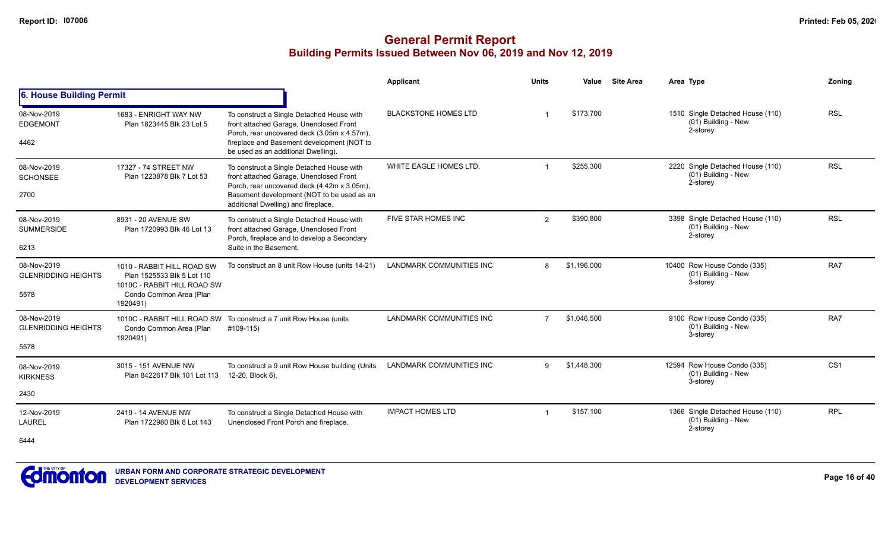# General Permit Report

## Building Permits Issued Between Nov 06, 2019 and Nov 12, 2019

### 6. House Building Permit

| Date / Neighbourhood / Code | Address / Legal | Description | Applicant | Units | Value | Site Area | Area | Type | Zoning |
|---|---|---|---|---|---|---|---|---|---|
| 08-Nov-2019 EDGEMONT 4462 | 1683 - ENRIGHT WAY NW Plan 1823445 Blk 23 Lot 5 | To construct a Single Detached House with front attached Garage, Unenclosed Front Porch, rear uncovered deck (3.05m x 4.57m), fireplace and Basement development (NOT to be used as an additional Dwelling). | BLACKSTONE HOMES LTD | 1 | $173,700 | | 1510 | Single Detached House (110) (01) Building - New 2-storey | RSL |
| 08-Nov-2019 SCHONSEE 2700 | 17327 - 74 STREET NW Plan 1223878 Blk 7 Lot 53 | To construct a Single Detached House with front attached Garage, Unenclosed Front Porch, rear uncovered deck (4.42m x 3.05m), Basement development (NOT to be used as an additional Dwelling) and fireplace. | WHITE EAGLE HOMES LTD. | 1 | $255,300 | | 2220 | Single Detached House (110) (01) Building - New 2-storey | RSL |
| 08-Nov-2019 SUMMERSIDE 6213 | 8931 - 20 AVENUE SW Plan 1720993 Blk 46 Lot 13 | To construct a Single Detached House with front attached Garage, Unenclosed Front Porch, fireplace and to develop a Secondary Suite in the Basement. | FIVE STAR HOMES INC | 2 | $390,800 | | 3398 | Single Detached House (110) (01) Building - New 2-storey | RSL |
| 08-Nov-2019 GLENRIDDING HEIGHTS 5578 | 1010 - RABBIT HILL ROAD SW Plan 1525533 Blk 5 Lot 110 1010C - RABBIT HILL ROAD SW Condo Common Area (Plan 1920491) | To construct an 8 unit Row House (units 14-21) | LANDMARK COMMUNITIES INC | 8 | $1,196,000 | | 10400 | Row House Condo (335) (01) Building - New 3-storey | RA7 |
| 08-Nov-2019 GLENRIDDING HEIGHTS 5578 | 1010C - RABBIT HILL ROAD SW Condo Common Area (Plan 1920491) | To construct a 7 unit Row House (units #109-115) | LANDMARK COMMUNITIES INC | 7 | $1,046,500 | | 9100 | Row House Condo (335) (01) Building - New 3-storey | RA7 |
| 08-Nov-2019 KIRKNESS 2430 | 3015 - 151 AVENUE NW Plan 8422617 Blk 101 Lot 113 | To construct a 9 unit Row House building (Units 12-20, Block 6). | LANDMARK COMMUNITIES INC | 9 | $1,448,300 | | 12594 | Row House Condo (335) (01) Building - New 3-storey | CS1 |
| 12-Nov-2019 LAUREL 6444 | 2419 - 14 AVENUE NW Plan 1722980 Blk 8 Lot 143 | To construct a Single Detached House with Unenclosed Front Porch and fireplace. | IMPACT HOMES LTD | 1 | $157,100 | | 1366 | Single Detached House (110) (01) Building - New 2-storey | RPL |

URBAN FORM AND CORPORATE STRATEGIC DEVELOPMENT
DEVELOPMENT SERVICES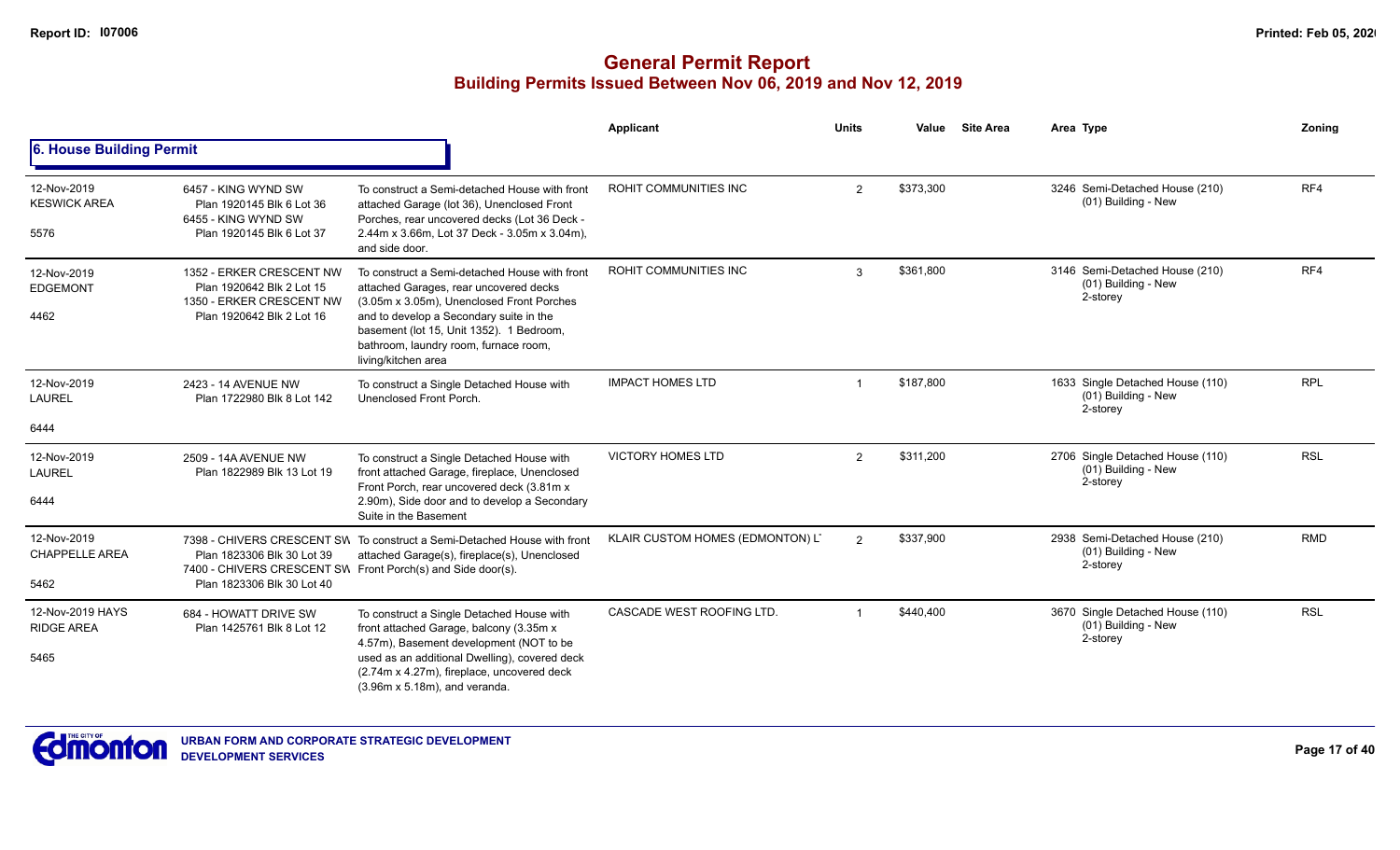# General Permit Report
## Building Permits Issued Between Nov 06, 2019 and Nov 12, 2019

### 6. House Building Permit

| | | | Applicant | Units | Value | Site Area | Area | Type | Zoning |
|---|---|---|---|---|---|---|---|---|---|
| 12-Nov-2019 KESWICK AREA 5576 | 6457 - KING WYND SW Plan 1920145 Blk 6 Lot 36 6455 - KING WYND SW Plan 1920145 Blk 6 Lot 37 | To construct a Semi-detached House with front attached Garage (lot 36), Unenclosed Front Porches, rear uncovered decks (Lot 36 Deck - 2.44m x 3.66m, Lot 37 Deck - 3.05m x 3.04m), and side door. | ROHIT COMMUNITIES INC | 2 | $373,300 | | 3246 | Semi-Detached House (210) (01) Building - New | RF4 |
| 12-Nov-2019 EDGEMONT 4462 | 1352 - ERKER CRESCENT NW Plan 1920642 Blk 2 Lot 15 1350 - ERKER CRESCENT NW Plan 1920642 Blk 2 Lot 16 | To construct a Semi-detached House with front attached Garages, rear uncovered decks (3.05m x 3.05m), Unenclosed Front Porches and to develop a Secondary suite in the basement (lot 15, Unit 1352). 1 Bedroom, bathroom, laundry room, furnace room, living/kitchen area | ROHIT COMMUNITIES INC | 3 | $361,800 | | 3146 | Semi-Detached House (210) (01) Building - New 2-storey | RF4 |
| 12-Nov-2019 LAUREL 6444 | 2423 - 14 AVENUE NW Plan 1722980 Blk 8 Lot 142 | To construct a Single Detached House with Unenclosed Front Porch. | IMPACT HOMES LTD | 1 | $187,800 | | 1633 | Single Detached House (110) (01) Building - New 2-storey | RPL |
| 12-Nov-2019 LAUREL 6444 | 2509 - 14A AVENUE NW Plan 1822989 Blk 13 Lot 19 | To construct a Single Detached House with front attached Garage, fireplace, Unenclosed Front Porch, rear uncovered deck (3.81m x 2.90m), Side door and to develop a Secondary Suite in the Basement | VICTORY HOMES LTD | 2 | $311,200 | | 2706 | Single Detached House (110) (01) Building - New 2-storey | RSL |
| 12-Nov-2019 CHAPPELLE AREA 5462 | 7398 - CHIVERS CRESCENT SW Plan 1823306 Blk 30 Lot 39 7400 - CHIVERS CRESCENT SW Plan 1823306 Blk 30 Lot 40 | To construct a Semi-Detached House with front attached Garage(s), fireplace(s), Unenclosed Front Porch(s) and Side door(s). | KLAIR CUSTOM HOMES (EDMONTON) L' | 2 | $337,900 | | 2938 | Semi-Detached House (210) (01) Building - New 2-storey | RMD |
| 12-Nov-2019 HAYS RIDGE AREA 5465 | 684 - HOWATT DRIVE SW Plan 1425761 Blk 8 Lot 12 | To construct a Single Detached House with front attached Garage, balcony (3.35m x 4.57m), Basement development (NOT to be used as an additional Dwelling), covered deck (2.74m x 4.27m), fireplace, uncovered deck (3.96m x 5.18m), and veranda. | CASCADE WEST ROOFING LTD. | 1 | $440,400 | | 3670 | Single Detached House (110) (01) Building - New 2-storey | RSL |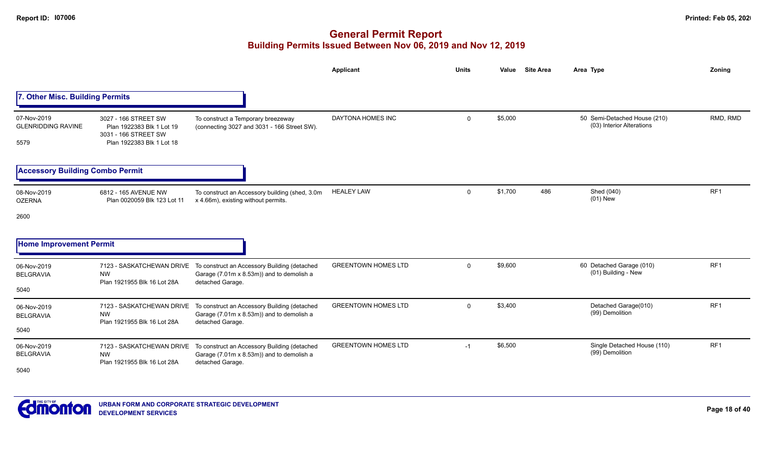# General Permit Report

## Building Permits Issued Between Nov 06, 2019 and Nov 12, 2019

### 7. Other Misc. Building Permits

| Date / Neighbourhood | Address / Legal | Description | Applicant | Units | Value | Site Area | Area | Type | Zoning |
|---|---|---|---|---|---|---|---|---|---|
| 07-Nov-2019<br>GLENRIDDING RAVINE<br>5579 | 3027 - 166 STREET SW<br>Plan 1922383 Blk 1 Lot 19<br>3031 - 166 STREET SW<br>Plan 1922383 Blk 1 Lot 18 | To construct a Temporary breezeway (connecting 3027 and 3031 - 166 Street SW). | DAYTONA HOMES INC | 0 | $5,000 | | 50 | Semi-Detached House (210)<br>(03) Interior Alterations | RMD, RMD |

### Accessory Building Combo Permit

| Date / Neighbourhood | Address / Legal | Description | Applicant | Units | Value | Site Area | Area | Type | Zoning |
|---|---|---|---|---|---|---|---|---|---|
| 08-Nov-2019<br>OZERNA<br>2600 | 6812 - 165 AVENUE NW<br>Plan 0020059 Blk 123 Lot 11 | To construct an Accessory building (shed, 3.0m x 4.66m), existing without permits. | HEALEY LAW | 0 | $1,700 | 486 | | Shed (040)<br>(01) New | RF1 |

### Home Improvement Permit

| Date / Neighbourhood | Address / Legal | Description | Applicant | Units | Value | Site Area | Area | Type | Zoning |
|---|---|---|---|---|---|---|---|---|---|
| 06-Nov-2019<br>BELGRAVIA<br>5040 | 7123 - SASKATCHEWAN DRIVE NW<br>Plan 1921955 Blk 16 Lot 28A | To construct an Accessory Building (detached Garage (7.01m x 8.53m)) and to demolish a detached Garage. | GREENTOWN HOMES LTD | 0 | $9,600 | | 60 | Detached Garage (010)<br>(01) Building - New | RF1 |
| 06-Nov-2019<br>BELGRAVIA<br>5040 | 7123 - SASKATCHEWAN DRIVE NW<br>Plan 1921955 Blk 16 Lot 28A | To construct an Accessory Building (detached Garage (7.01m x 8.53m)) and to demolish a detached Garage. | GREENTOWN HOMES LTD | 0 | $3,400 | | | Detached Garage(010)<br>(99) Demolition | RF1 |
| 06-Nov-2019<br>BELGRAVIA<br>5040 | 7123 - SASKATCHEWAN DRIVE NW<br>Plan 1921955 Blk 16 Lot 28A | To construct an Accessory Building (detached Garage (7.01m x 8.53m)) and to demolish a detached Garage. | GREENTOWN HOMES LTD | -1 | $6,500 | | | Single Detached House (110)<br>(99) Demolition | RF1 |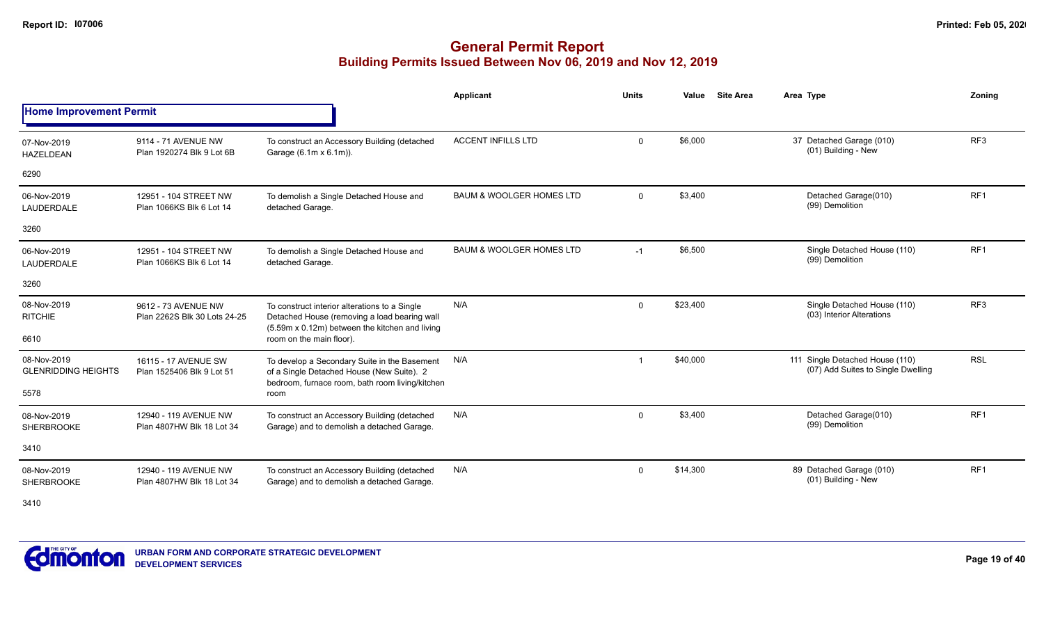## General Permit Report
### Building Permits Issued Between Nov 06, 2019 and Nov 12, 2019

**Home Improvement Permit**

| Date / Neighbourhood | Address / Legal | Description | Applicant | Units | Value | Site Area | Area | Type | Zoning |
|---|---|---|---|---|---|---|---|---|---|
| 07-Nov-2019 HAZELDEAN 6290 | 9114 - 71 AVENUE NW Plan 1920274 Blk 9 Lot 6B | To construct an Accessory Building (detached Garage (6.1m x 6.1m)). | ACCENT INFILLS LTD | 0 | $6,000 | | 37 | Detached Garage (010) (01) Building - New | RF3 |
| 06-Nov-2019 LAUDERDALE 3260 | 12951 - 104 STREET NW Plan 1066KS Blk 6 Lot 14 | To demolish a Single Detached House and detached Garage. | BAUM & WOOLGER HOMES LTD | 0 | $3,400 | | | Detached Garage(010) (99) Demolition | RF1 |
| 06-Nov-2019 LAUDERDALE 3260 | 12951 - 104 STREET NW Plan 1066KS Blk 6 Lot 14 | To demolish a Single Detached House and detached Garage. | BAUM & WOOLGER HOMES LTD | -1 | $6,500 | | | Single Detached House (110) (99) Demolition | RF1 |
| 08-Nov-2019 RITCHIE 6610 | 9612 - 73 AVENUE NW Plan 2262S Blk 30 Lots 24-25 | To construct interior alterations to a Single Detached House (removing a load bearing wall (5.59m x 0.12m) between the kitchen and living room on the main floor). | N/A | 0 | $23,400 | | | Single Detached House (110) (03) Interior Alterations | RF3 |
| 08-Nov-2019 GLENRIDDING HEIGHTS 5578 | 16115 - 17 AVENUE SW Plan 1525406 Blk 9 Lot 51 | To develop a Secondary Suite in the Basement of a Single Detached House (New Suite). 2 bedroom, furnace room, bath room living/kitchen room | N/A | 1 | $40,000 | | 111 | Single Detached House (110) (07) Add Suites to Single Dwelling | RSL |
| 08-Nov-2019 SHERBROOKE 3410 | 12940 - 119 AVENUE NW Plan 4807HW Blk 18 Lot 34 | To construct an Accessory Building (detached Garage) and to demolish a detached Garage. | N/A | 0 | $3,400 | | | Detached Garage(010) (99) Demolition | RF1 |
| 08-Nov-2019 SHERBROOKE 3410 | 12940 - 119 AVENUE NW Plan 4807HW Blk 18 Lot 34 | To construct an Accessory Building (detached Garage) and to demolish a detached Garage. | N/A | 0 | $14,300 | | 89 | Detached Garage (010) (01) Building - New | RF1 |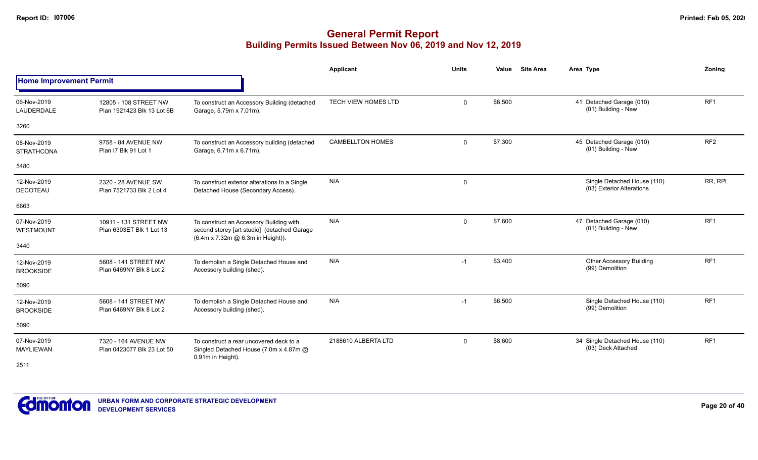# General Permit Report

## Building Permits Issued Between Nov 06, 2019 and Nov 12, 2019

| | | | Applicant | Units | Value | Site Area | Area | Type | Zoning |
|---|---|---|---|---|---|---|---|---|---|
| **Home Improvement Permit** | | | | | | | | | |
| 06-Nov-2019 LAUDERDALE 3260 | 12805 - 108 STREET NW Plan 1921423 Blk 13 Lot 6B | To construct an Accessory Building (detached Garage, 5.79m x 7.01m). | TECH VIEW HOMES LTD | 0 | $6,500 | | 41 | Detached Garage (010) (01) Building - New | RF1 |
| 08-Nov-2019 STRATHCONA 5480 | 9758 - 84 AVENUE NW Plan I7 Blk 91 Lot 1 | To construct an Accessory building (detached Garage, 6.71m x 6.71m). | CAMBELLTON HOMES | 0 | $7,300 | | 45 | Detached Garage (010) (01) Building - New | RF2 |
| 12-Nov-2019 DECOTEAU 6663 | 2320 - 28 AVENUE SW Plan 7521733 Blk 2 Lot 4 | To construct exterior alterations to a Single Detached House (Secondary Access). | N/A | 0 | | | | Single Detached House (110) (03) Exterior Alterations | RR, RPL |
| 07-Nov-2019 WESTMOUNT 3440 | 10911 - 131 STREET NW Plan 6303ET Blk 1 Lot 13 | To construct an Accessory Building with second storey [art studio] (detached Garage (6.4m x 7.32m @ 6.3m in Height)). | N/A | 0 | $7,600 | | 47 | Detached Garage (010) (01) Building - New | RF1 |
| 12-Nov-2019 BROOKSIDE 5090 | 5608 - 141 STREET NW Plan 6469NY Blk 8 Lot 2 | To demolish a Single Detached House and Accessory building (shed). | N/A | -1 | $3,400 | | | Other Accessory Building (99) Demolition | RF1 |
| 12-Nov-2019 BROOKSIDE 5090 | 5608 - 141 STREET NW Plan 6469NY Blk 8 Lot 2 | To demolish a Single Detached House and Accessory building (shed). | N/A | -1 | $6,500 | | | Single Detached House (110) (99) Demolition | RF1 |
| 07-Nov-2019 MAYLIEWAN 2511 | 7320 - 164 AVENUE NW Plan 0423077 Blk 23 Lot 50 | To construct a rear uncovered deck to a Singled Detached House (7.0m x 4.87m @ 0.91m in Height). | 2188610 ALBERTA LTD | 0 | $8,600 | | 34 | Single Detached House (110) (03) Deck Attached | RF1 |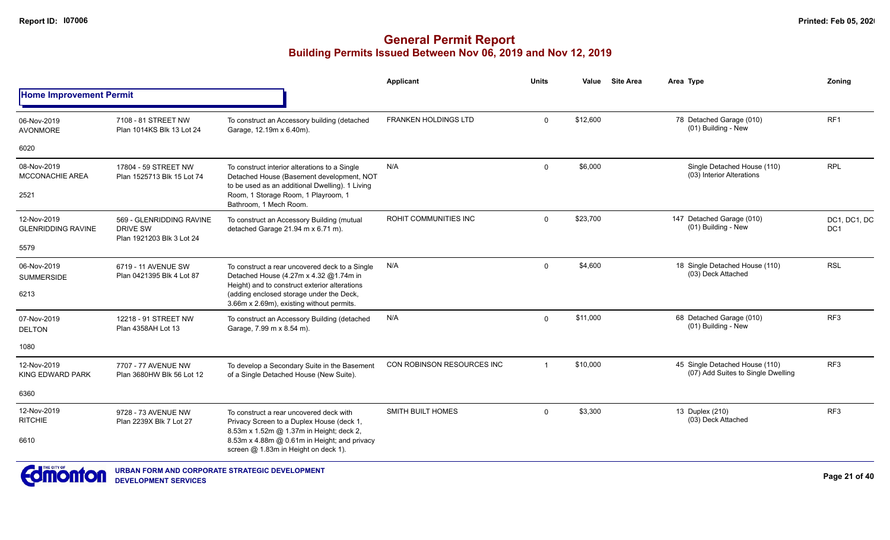# General Permit Report

## Building Permits Issued Between Nov 06, 2019 and Nov 12, 2019

### Home Improvement Permit

| Date / Neighbourhood | Address / Legal | Description | Applicant | Units | Value | Site Area | Area | Type | Zoning |
|---|---|---|---|---|---|---|---|---|---|
| 06-Nov-2019 AVONMORE 6020 | 7108 - 81 STREET NW Plan 1014KS Blk 13 Lot 24 | To construct an Accessory building (detached Garage, 12.19m x 6.40m). | FRANKEN HOLDINGS LTD | 0 | $12,600 | | 78 | Detached Garage (010) (01) Building - New | RF1 |
| 08-Nov-2019 MCCONACHIE AREA 2521 | 17804 - 59 STREET NW Plan 1525713 Blk 15 Lot 74 | To construct interior alterations to a Single Detached House (Basement development, NOT to be used as an additional Dwelling). 1 Living Room, 1 Storage Room, 1 Playroom, 1 Bathroom, 1 Mech Room. | N/A | 0 | $6,000 | | | Single Detached House (110) (03) Interior Alterations | RPL |
| 12-Nov-2019 GLENRIDDING RAVINE 5579 | 569 - GLENRIDDING RAVINE DRIVE SW Plan 1921203 Blk 3 Lot 24 | To construct an Accessory Building (mutual detached Garage 21.94 m x 6.71 m). | ROHIT COMMUNITIES INC | 0 | $23,700 | | 147 | Detached Garage (010) (01) Building - New | DC1, DC1, DC DC1 |
| 06-Nov-2019 SUMMERSIDE 6213 | 6719 - 11 AVENUE SW Plan 0421395 Blk 4 Lot 87 | To construct a rear uncovered deck to a Single Detached House (4.27m x 4.32 @1.74m in Height) and to construct exterior alterations (adding enclosed storage under the Deck, 3.66m x 2.69m), existing without permits. | N/A | 0 | $4,600 | | 18 | Single Detached House (110) (03) Deck Attached | RSL |
| 07-Nov-2019 DELTON 1080 | 12218 - 91 STREET NW Plan 4358AH Lot 13 | To construct an Accessory Building (detached Garage, 7.99 m x 8.54 m). | N/A | 0 | $11,000 | | 68 | Detached Garage (010) (01) Building - New | RF3 |
| 12-Nov-2019 KING EDWARD PARK 6360 | 7707 - 77 AVENUE NW Plan 3680HW Blk 56 Lot 12 | To develop a Secondary Suite in the Basement of a Single Detached House (New Suite). | CON ROBINSON RESOURCES INC | 1 | $10,000 | | 45 | Single Detached House (110) (07) Add Suites to Single Dwelling | RF3 |
| 12-Nov-2019 RITCHIE 6610 | 9728 - 73 AVENUE NW Plan 2239X Blk 7 Lot 27 | To construct a rear uncovered deck with Privacy Screen to a Duplex House (deck 1, 8.53m x 1.52m @ 1.37m in Height; deck 2, 8.53m x 4.88m @ 0.61m in Height; and privacy screen @ 1.83m in Height on deck 1). | SMITH BUILT HOMES | 0 | $3,300 | | 13 | Duplex (210) (03) Deck Attached | RF3 |

URBAN FORM AND CORPORATE STRATEGIC DEVELOPMENT
DEVELOPMENT SERVICES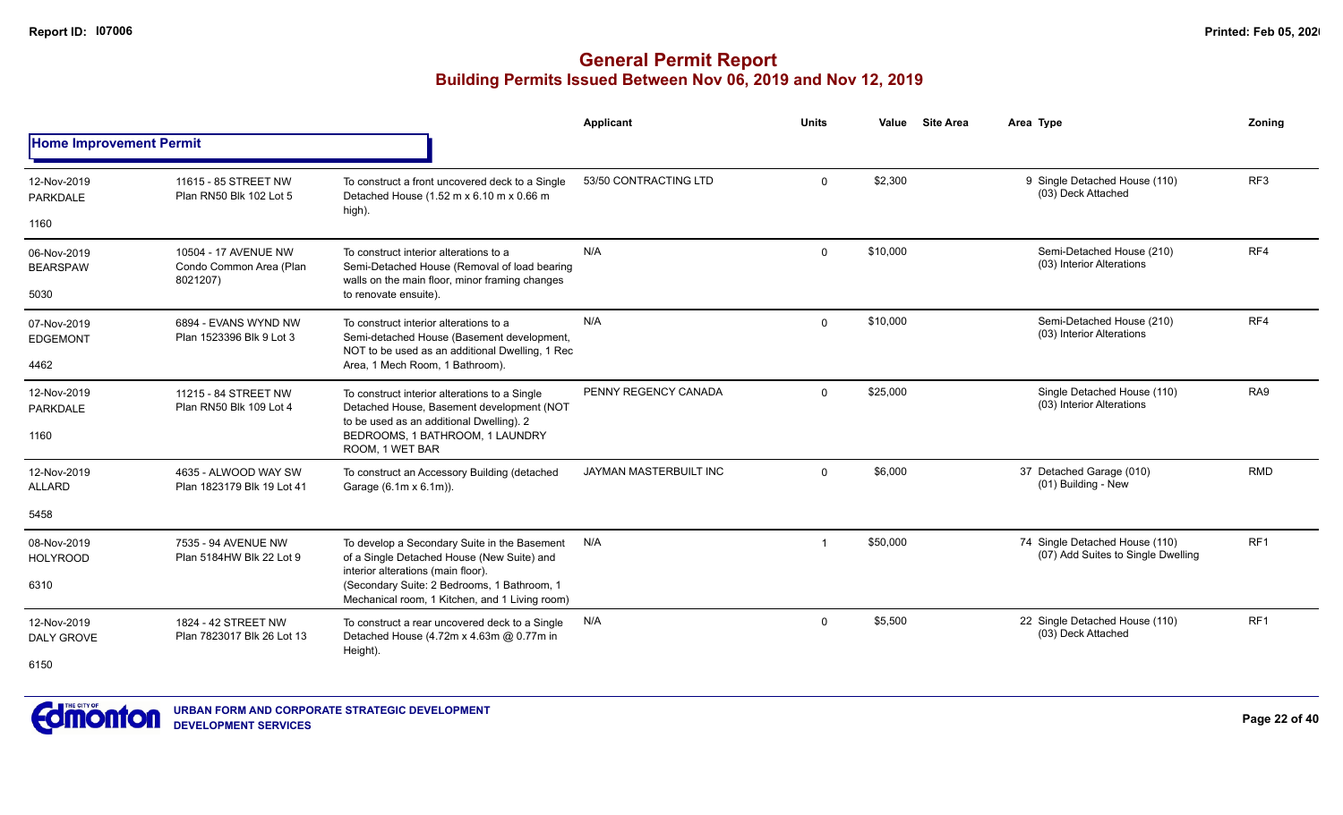# General Permit Report

## Building Permits Issued Between Nov 06, 2019 and Nov 12, 2019

### Home Improvement Permit

| Date / Neighbourhood | Address / Legal | Description | Applicant | Units | Value | Site Area | Area Type | Zoning |
|---|---|---|---|---|---|---|---|---|
| 12-Nov-2019 PARKDALE 1160 | 11615 - 85 STREET NW Plan RN50 Blk 102 Lot 5 | To construct a front uncovered deck to a Single Detached House (1.52 m x 6.10 m x 0.66 m high). | 53/50 CONTRACTING LTD | 0 | $2,300 | | 9 Single Detached House (110) (03) Deck Attached | RF3 |
| 06-Nov-2019 BEARSPAW 5030 | 10504 - 17 AVENUE NW Condo Common Area (Plan 8021207) | To construct interior alterations to a Semi-Detached House (Removal of load bearing walls on the main floor, minor framing changes to renovate ensuite). | N/A | 0 | $10,000 | | Semi-Detached House (210) (03) Interior Alterations | RF4 |
| 07-Nov-2019 EDGEMONT 4462 | 6894 - EVANS WYND NW Plan 1523396 Blk 9 Lot 3 | To construct interior alterations to a Semi-detached House (Basement development, NOT to be used as an additional Dwelling, 1 Rec Area, 1 Mech Room, 1 Bathroom). | N/A | 0 | $10,000 | | Semi-Detached House (210) (03) Interior Alterations | RF4 |
| 12-Nov-2019 PARKDALE 1160 | 11215 - 84 STREET NW Plan RN50 Blk 109 Lot 4 | To construct interior alterations to a Single Detached House, Basement development (NOT to be used as an additional Dwelling). 2 BEDROOMS, 1 BATHROOM, 1 LAUNDRY ROOM, 1 WET BAR | PENNY REGENCY CANADA | 0 | $25,000 | | Single Detached House (110) (03) Interior Alterations | RA9 |
| 12-Nov-2019 ALLARD 5458 | 4635 - ALWOOD WAY SW Plan 1823179 Blk 19 Lot 41 | To construct an Accessory Building (detached Garage (6.1m x 6.1m)). | JAYMAN MASTERBUILT INC | 0 | $6,000 | | 37 Detached Garage (010) (01) Building - New | RMD |
| 08-Nov-2019 HOLYROOD 6310 | 7535 - 94 AVENUE NW Plan 5184HW Blk 22 Lot 9 | To develop a Secondary Suite in the Basement of a Single Detached House (New Suite) and interior alterations (main floor). (Secondary Suite: 2 Bedrooms, 1 Bathroom, 1 Mechanical room, 1 Kitchen, and 1 Living room) | N/A | 1 | $50,000 | | 74 Single Detached House (110) (07) Add Suites to Single Dwelling | RF1 |
| 12-Nov-2019 DALY GROVE 6150 | 1824 - 42 STREET NW Plan 7823017 Blk 26 Lot 13 | To construct a rear uncovered deck to a Single Detached House (4.72m x 4.63m @ 0.77m in Height). | N/A | 0 | $5,500 | | 22 Single Detached House (110) (03) Deck Attached | RF1 |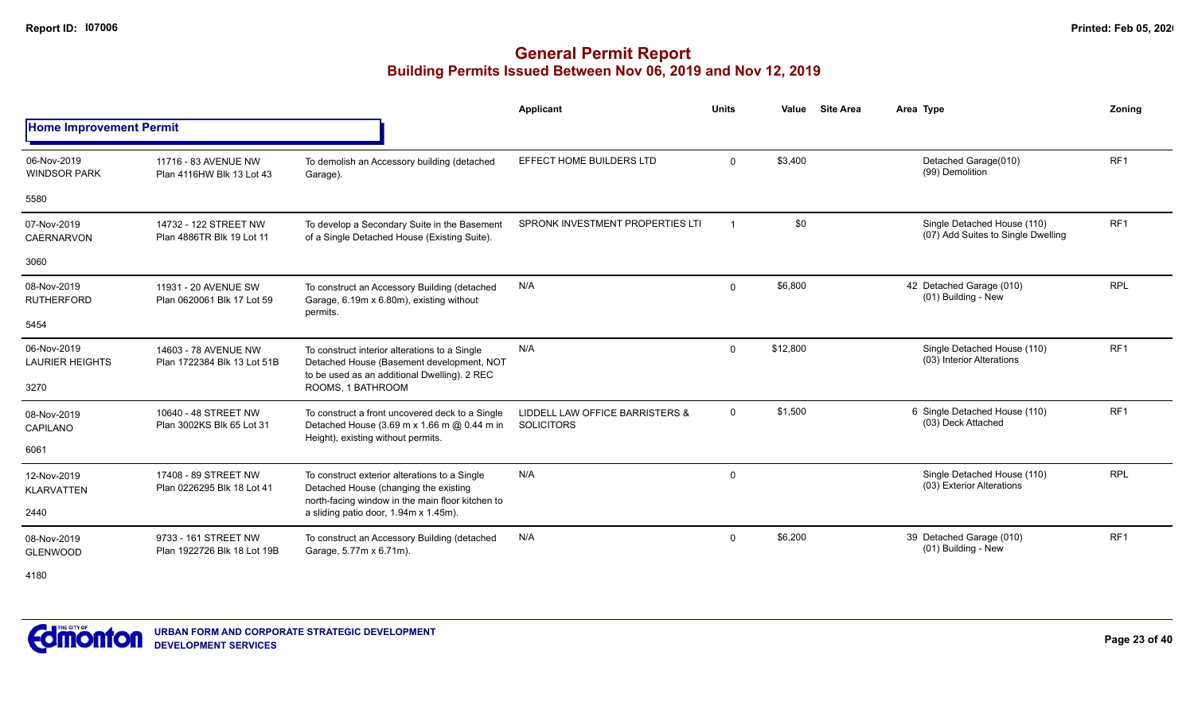# General Permit Report
## Building Permits Issued Between Nov 06, 2019 and Nov 12, 2019

**Home Improvement Permit**

| Date / Neighbourhood | Address / Legal | Description | Applicant | Units | Value | Site Area | Area | Type | Zoning |
|---|---|---|---|---|---|---|---|---|---|
| 06-Nov-2019 WINDSOR PARK 5580 | 11716 - 83 AVENUE NW Plan 4116HW Blk 13 Lot 43 | To demolish an Accessory building (detached Garage). | EFFECT HOME BUILDERS LTD | 0 | $3,400 | | | Detached Garage(010) (99) Demolition | RF1 |
| 07-Nov-2019 CAERNARVON 3060 | 14732 - 122 STREET NW Plan 4886TR Blk 19 Lot 11 | To develop a Secondary Suite in the Basement of a Single Detached House (Existing Suite). | SPRONK INVESTMENT PROPERTIES LTI | 1 | $0 | | | Single Detached House (110) (07) Add Suites to Single Dwelling | RF1 |
| 08-Nov-2019 RUTHERFORD 5454 | 11931 - 20 AVENUE SW Plan 0620061 Blk 17 Lot 59 | To construct an Accessory Building (detached Garage, 6.19m x 6.80m), existing without permits. | N/A | 0 | $6,800 | | 42 | Detached Garage (010) (01) Building - New | RPL |
| 06-Nov-2019 LAURIER HEIGHTS 3270 | 14603 - 78 AVENUE NW Plan 1722384 Blk 13 Lot 51B | To construct interior alterations to a Single Detached House (Basement development, NOT to be used as an additional Dwelling). 2 REC ROOMS, 1 BATHROOM | N/A | 0 | $12,800 | | | Single Detached House (110) (03) Interior Alterations | RF1 |
| 08-Nov-2019 CAPILANO 6061 | 10640 - 48 STREET NW Plan 3002KS Blk 65 Lot 31 | To construct a front uncovered deck to a Single Detached House (3.69 m x 1.66 m @ 0.44 m in Height), existing without permits. | LIDDELL LAW OFFICE BARRISTERS & SOLICITORS | 0 | $1,500 | | 6 | Single Detached House (110) (03) Deck Attached | RF1 |
| 12-Nov-2019 KLARVATTEN 2440 | 17408 - 89 STREET NW Plan 0226295 Blk 18 Lot 41 | To construct exterior alterations to a Single Detached House (changing the existing north-facing window in the main floor kitchen to a sliding patio door, 1.94m x 1.45m). | N/A | 0 | | | | Single Detached House (110) (03) Exterior Alterations | RPL |
| 08-Nov-2019 GLENWOOD 4180 | 9733 - 161 STREET NW Plan 1922726 Blk 18 Lot 19B | To construct an Accessory Building (detached Garage, 5.77m x 6.71m). | N/A | 0 | $6,200 | | 39 | Detached Garage (010) (01) Building - New | RF1 |

URBAN FORM AND CORPORATE STRATEGIC DEVELOPMENT
DEVELOPMENT SERVICES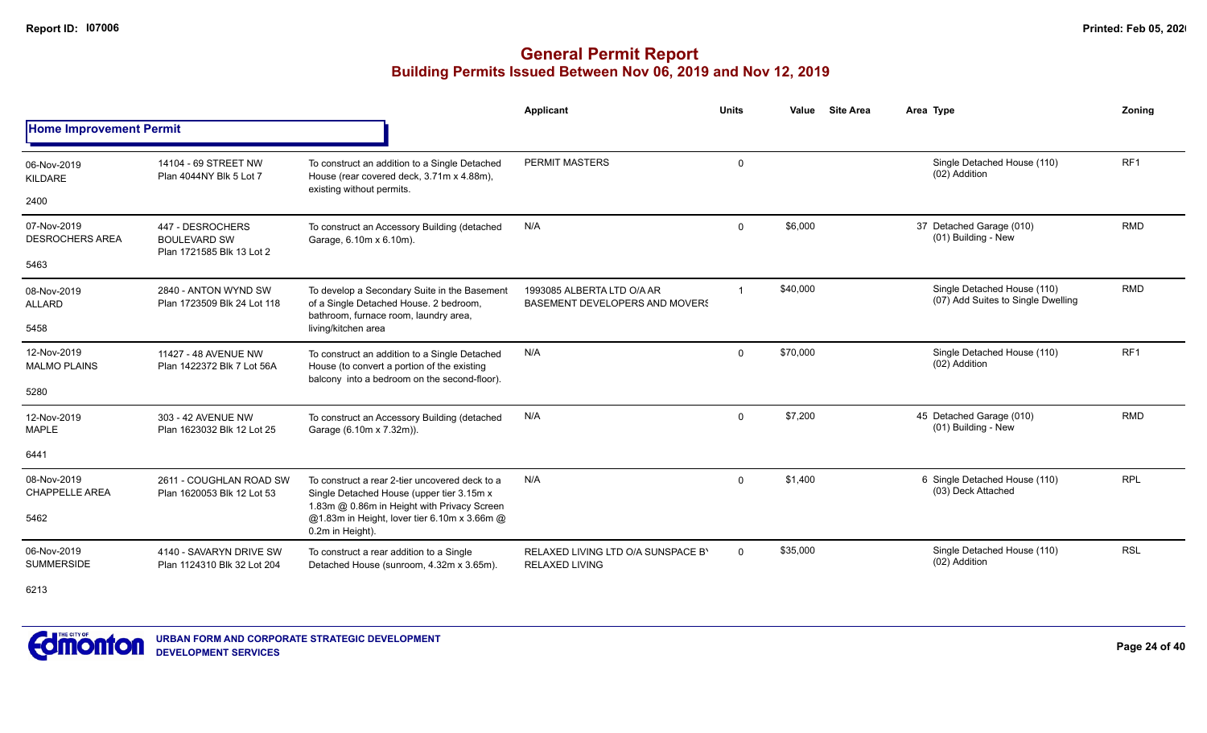# General Permit Report

## Building Permits Issued Between Nov 06, 2019 and Nov 12, 2019

| | | | Applicant | Units | Value | Site Area | Area | Type | Zoning |
|---|---|---|---|---|---|---|---|---|---|
| **Home Improvement Permit** | | | | | | | | | |
| 06-Nov-2019 KILDARE 2400 | 14104 - 69 STREET NW Plan 4044NY Blk 5 Lot 7 | To construct an addition to a Single Detached House (rear covered deck, 3.71m x 4.88m), existing without permits. | PERMIT MASTERS | 0 | | | | Single Detached House (110) (02) Addition | RF1 |
| 07-Nov-2019 DESROCHERS AREA 5463 | 447 - DESROCHERS BOULEVARD SW Plan 1721585 Blk 13 Lot 2 | To construct an Accessory Building (detached Garage, 6.10m x 6.10m). | N/A | 0 | $6,000 | | 37 | Detached Garage (010) (01) Building - New | RMD |
| 08-Nov-2019 ALLARD 5458 | 2840 - ANTON WYND SW Plan 1723509 Blk 24 Lot 118 | To develop a Secondary Suite in the Basement of a Single Detached House. 2 bedroom, bathroom, furnace room, laundry area, living/kitchen area | 1993085 ALBERTA LTD O/A AR BASEMENT DEVELOPERS AND MOVERS | 1 | $40,000 | | | Single Detached House (110) (07) Add Suites to Single Dwelling | RMD |
| 12-Nov-2019 MALMO PLAINS 5280 | 11427 - 48 AVENUE NW Plan 1422372 Blk 7 Lot 56A | To construct an addition to a Single Detached House (to convert a portion of the existing balcony into a bedroom on the second-floor). | N/A | 0 | $70,000 | | | Single Detached House (110) (02) Addition | RF1 |
| 12-Nov-2019 MAPLE 6441 | 303 - 42 AVENUE NW Plan 1623032 Blk 12 Lot 25 | To construct an Accessory Building (detached Garage (6.10m x 7.32m)). | N/A | 0 | $7,200 | | 45 | Detached Garage (010) (01) Building - New | RMD |
| 08-Nov-2019 CHAPPELLE AREA 5462 | 2611 - COUGHLAN ROAD SW Plan 1620053 Blk 12 Lot 53 | To construct a rear 2-tier uncovered deck to a Single Detached House (upper tier 3.15m x 1.83m @ 0.86m in Height with Privacy Screen @1.83m in Height, lover tier 6.10m x 3.66m @ 0.2m in Height). | N/A | 0 | $1,400 | | 6 | Single Detached House (110) (03) Deck Attached | RPL |
| 06-Nov-2019 SUMMERSIDE 6213 | 4140 - SAVARYN DRIVE SW Plan 1124310 Blk 32 Lot 204 | To construct a rear addition to a Single Detached House (sunroom, 4.32m x 3.65m). | RELAXED LIVING LTD O/A SUNSPACE BY RELAXED LIVING | 0 | $35,000 | | | Single Detached House (110) (02) Addition | RSL |

URBAN FORM AND CORPORATE STRATEGIC DEVELOPMENT
DEVELOPMENT SERVICES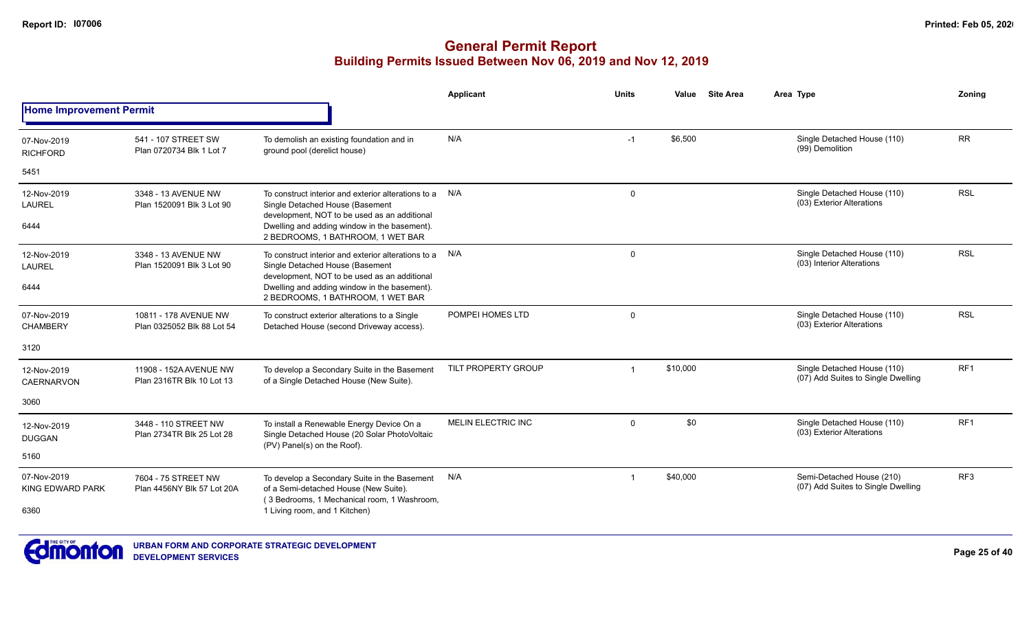## General Permit Report
### Building Permits Issued Between Nov 06, 2019 and Nov 12, 2019

**Home Improvement Permit**

| Date / Neighbourhood / Code | Address / Legal | Description | Applicant | Units | Value | Site Area | Area Type | Zoning |
|---|---|---|---|---|---|---|---|---|
| 07-Nov-2019 RICHFORD 5451 | 541 - 107 STREET SW Plan 0720734 Blk 1 Lot 7 | To demolish an existing foundation and in ground pool (derelict house) | N/A | -1 | $6,500 | | Single Detached House (110) (99) Demolition | RR |
| 12-Nov-2019 LAUREL 6444 | 3348 - 13 AVENUE NW Plan 1520091 Blk 3 Lot 90 | To construct interior and exterior alterations to a Single Detached House (Basement development, NOT to be used as an additional Dwelling and adding window in the basement). 2 BEDROOMS, 1 BATHROOM, 1 WET BAR | N/A | 0 | | | Single Detached House (110) (03) Exterior Alterations | RSL |
| 12-Nov-2019 LAUREL 6444 | 3348 - 13 AVENUE NW Plan 1520091 Blk 3 Lot 90 | To construct interior and exterior alterations to a Single Detached House (Basement development, NOT to be used as an additional Dwelling and adding window in the basement). 2 BEDROOMS, 1 BATHROOM, 1 WET BAR | N/A | 0 | | | Single Detached House (110) (03) Interior Alterations | RSL |
| 07-Nov-2019 CHAMBERY 3120 | 10811 - 178 AVENUE NW Plan 0325052 Blk 88 Lot 54 | To construct exterior alterations to a Single Detached House (second Driveway access). | POMPEI HOMES LTD | 0 | | | Single Detached House (110) (03) Exterior Alterations | RSL |
| 12-Nov-2019 CAERNARVON 3060 | 11908 - 152A AVENUE NW Plan 2316TR Blk 10 Lot 13 | To develop a Secondary Suite in the Basement of a Single Detached House (New Suite). | TILT PROPERTY GROUP | 1 | $10,000 | | Single Detached House (110) (07) Add Suites to Single Dwelling | RF1 |
| 12-Nov-2019 DUGGAN 5160 | 3448 - 110 STREET NW Plan 2734TR Blk 25 Lot 28 | To install a Renewable Energy Device On a Single Detached House (20 Solar PhotoVoltaic (PV) Panel(s) on the Roof). | MELIN ELECTRIC INC | 0 | $0 | | Single Detached House (110) (03) Exterior Alterations | RF1 |
| 07-Nov-2019 KING EDWARD PARK 6360 | 7604 - 75 STREET NW Plan 4456NY Blk 57 Lot 20A | To develop a Secondary Suite in the Basement of a Semi-detached House (New Suite). ( 3 Bedrooms, 1 Mechanical room, 1 Washroom, 1 Living room, and 1 Kitchen) | N/A | 1 | $40,000 | | Semi-Detached House (210) (07) Add Suites to Single Dwelling | RF3 |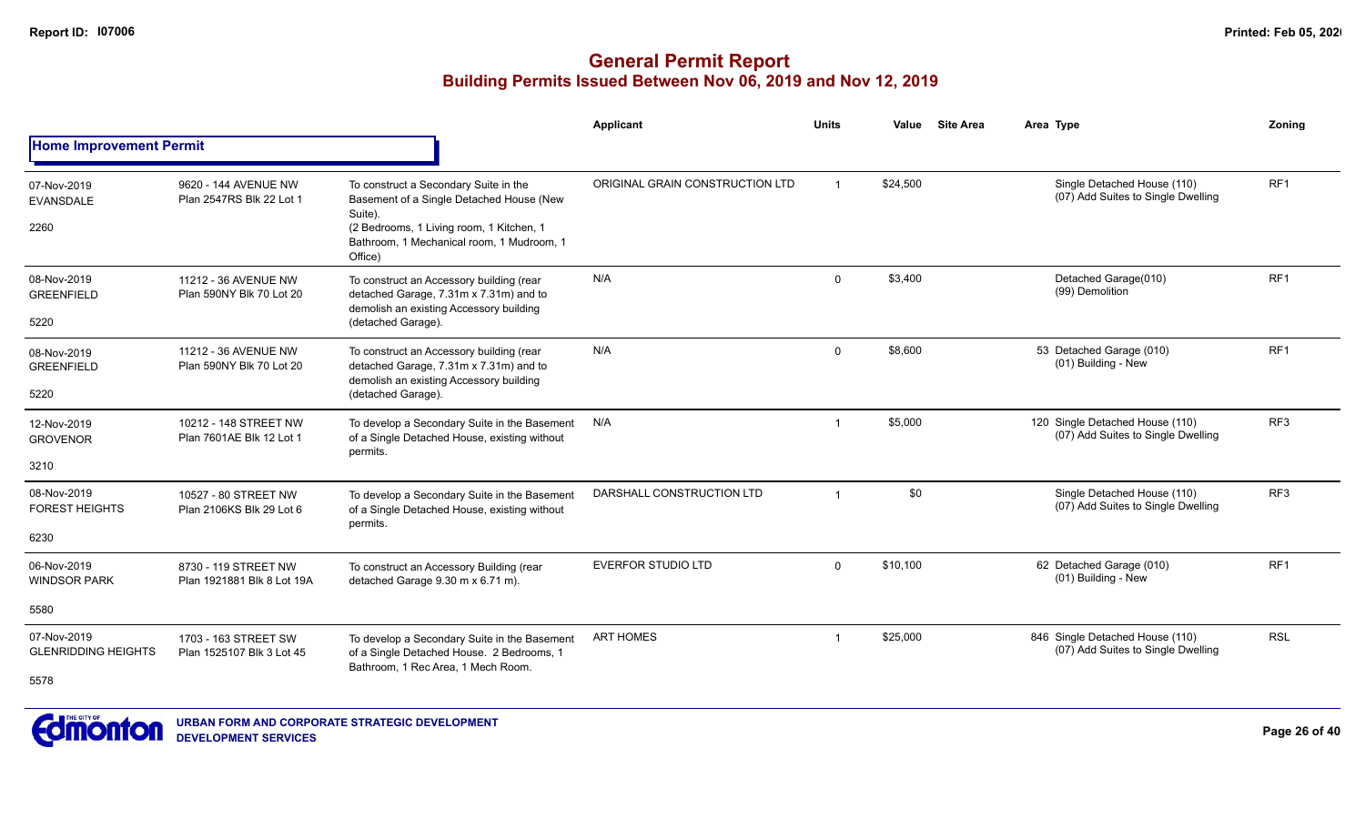# General Permit Report

## Building Permits Issued Between Nov 06, 2019 and Nov 12, 2019

### Home Improvement Permit

| Date / Neighbourhood | Address / Legal | Description | Applicant | Units | Value | Site Area | Area Type | Zoning |
|---|---|---|---|---|---|---|---|---|
| 07-Nov-2019 EVANSDALE 2260 | 9620 - 144 AVENUE NW Plan 2547RS Blk 22 Lot 1 | To construct a Secondary Suite in the Basement of a Single Detached House (New Suite). (2 Bedrooms, 1 Living room, 1 Kitchen, 1 Bathroom, 1 Mechanical room, 1 Mudroom, 1 Office) | ORIGINAL GRAIN CONSTRUCTION LTD | 1 | $24,500 | | Single Detached House (110) (07) Add Suites to Single Dwelling | RF1 |
| 08-Nov-2019 GREENFIELD 5220 | 11212 - 36 AVENUE NW Plan 590NY Blk 70 Lot 20 | To construct an Accessory building (rear detached Garage, 7.31m x 7.31m) and to demolish an existing Accessory building (detached Garage). | N/A | 0 | $3,400 | | Detached Garage(010) (99) Demolition | RF1 |
| 08-Nov-2019 GREENFIELD 5220 | 11212 - 36 AVENUE NW Plan 590NY Blk 70 Lot 20 | To construct an Accessory building (rear detached Garage, 7.31m x 7.31m) and to demolish an existing Accessory building (detached Garage). | N/A | 0 | $8,600 | | 53 Detached Garage (010) (01) Building - New | RF1 |
| 12-Nov-2019 GROVENOR 3210 | 10212 - 148 STREET NW Plan 7601AE Blk 12 Lot 1 | To develop a Secondary Suite in the Basement of a Single Detached House, existing without permits. | N/A | 1 | $5,000 | | 120 Single Detached House (110) (07) Add Suites to Single Dwelling | RF3 |
| 08-Nov-2019 FOREST HEIGHTS 6230 | 10527 - 80 STREET NW Plan 2106KS Blk 29 Lot 6 | To develop a Secondary Suite in the Basement of a Single Detached House, existing without permits. | DARSHALL CONSTRUCTION LTD | 1 | $0 | | Single Detached House (110) (07) Add Suites to Single Dwelling | RF3 |
| 06-Nov-2019 WINDSOR PARK 5580 | 8730 - 119 STREET NW Plan 1921881 Blk 8 Lot 19A | To construct an Accessory Building (rear detached Garage 9.30 m x 6.71 m). | EVERFOR STUDIO LTD | 0 | $10,100 | | 62 Detached Garage (010) (01) Building - New | RF1 |
| 07-Nov-2019 GLENRIDDING HEIGHTS 5578 | 1703 - 163 STREET SW Plan 1525107 Blk 3 Lot 45 | To develop a Secondary Suite in the Basement of a Single Detached House. 2 Bedrooms, 1 Bathroom, 1 Rec Area, 1 Mech Room. | ART HOMES | 1 | $25,000 | | 846 Single Detached House (110) (07) Add Suites to Single Dwelling | RSL |

URBAN FORM AND CORPORATE STRATEGIC DEVELOPMENT
DEVELOPMENT SERVICES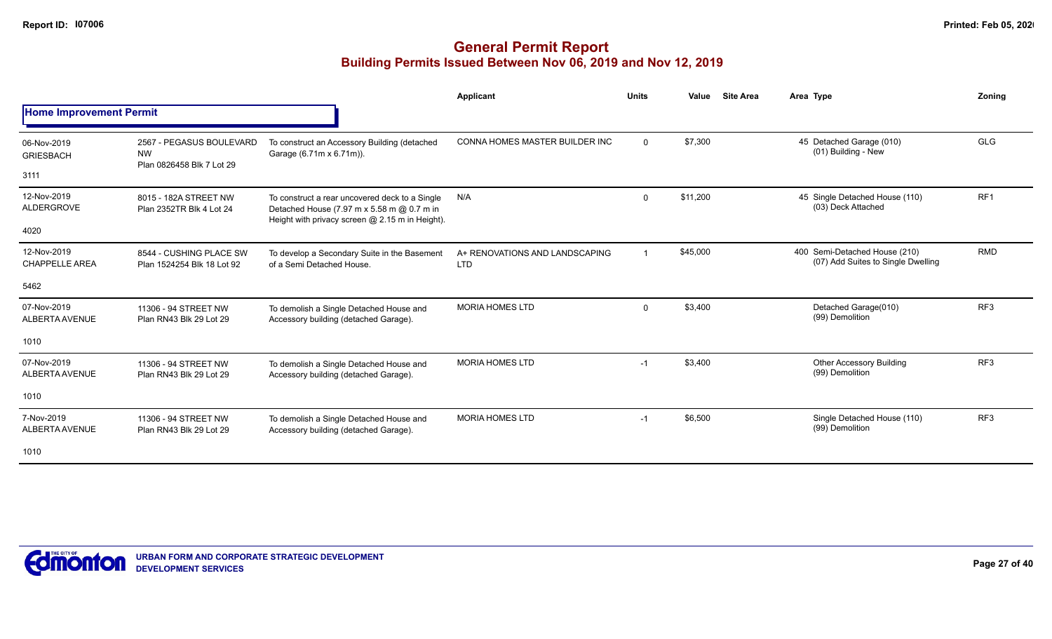# General Permit Report

## Building Permits Issued Between Nov 06, 2019 and Nov 12, 2019

| | | | Applicant | Units | Value | Site Area | Area | Type | Zoning |
|---|---|---|---|---|---|---|---|---|---|
| **Home Improvement Permit** | | | | | | | | | |
| 06-Nov-2019<br>GRIESBACH<br>3111 | 2567 - PEGASUS BOULEVARD NW<br>Plan 0826458 Blk 7 Lot 29 | To construct an Accessory Building (detached Garage (6.71m x 6.71m)). | CONNA HOMES MASTER BUILDER INC | 0 | $7,300 | | 45 | Detached Garage (010)<br>(01) Building - New | GLG |
| 12-Nov-2019<br>ALDERGROVE<br>4020 | 8015 - 182A STREET NW<br>Plan 2352TR Blk 4 Lot 24 | To construct a rear uncovered deck to a Single Detached House (7.97 m x 5.58 m @ 0.7 m in Height with privacy screen @ 2.15 m in Height). | N/A | 0 | $11,200 | | 45 | Single Detached House (110)<br>(03) Deck Attached | RF1 |
| 12-Nov-2019<br>CHAPPELLE AREA<br>5462 | 8544 - CUSHING PLACE SW<br>Plan 1524254 Blk 18 Lot 92 | To develop a Secondary Suite in the Basement of a Semi Detached House. | A+ RENOVATIONS AND LANDSCAPING LTD | 1 | $45,000 | | 400 | Semi-Detached House (210)<br>(07) Add Suites to Single Dwelling | RMD |
| 07-Nov-2019<br>ALBERTA AVENUE<br>1010 | 11306 - 94 STREET NW<br>Plan RN43 Blk 29 Lot 29 | To demolish a Single Detached House and Accessory building (detached Garage). | MORIA HOMES LTD | 0 | $3,400 | | | Detached Garage(010)<br>(99) Demolition | RF3 |
| 07-Nov-2019<br>ALBERTA AVENUE<br>1010 | 11306 - 94 STREET NW<br>Plan RN43 Blk 29 Lot 29 | To demolish a Single Detached House and Accessory building (detached Garage). | MORIA HOMES LTD | -1 | $3,400 | | | Other Accessory Building<br>(99) Demolition | RF3 |
| 7-Nov-2019<br>ALBERTA AVENUE<br>1010 | 11306 - 94 STREET NW<br>Plan RN43 Blk 29 Lot 29 | To demolish a Single Detached House and Accessory building (detached Garage). | MORIA HOMES LTD | -1 | $6,500 | | | Single Detached House (110)<br>(99) Demolition | RF3 |

URBAN FORM AND CORPORATE STRATEGIC DEVELOPMENT
DEVELOPMENT SERVICES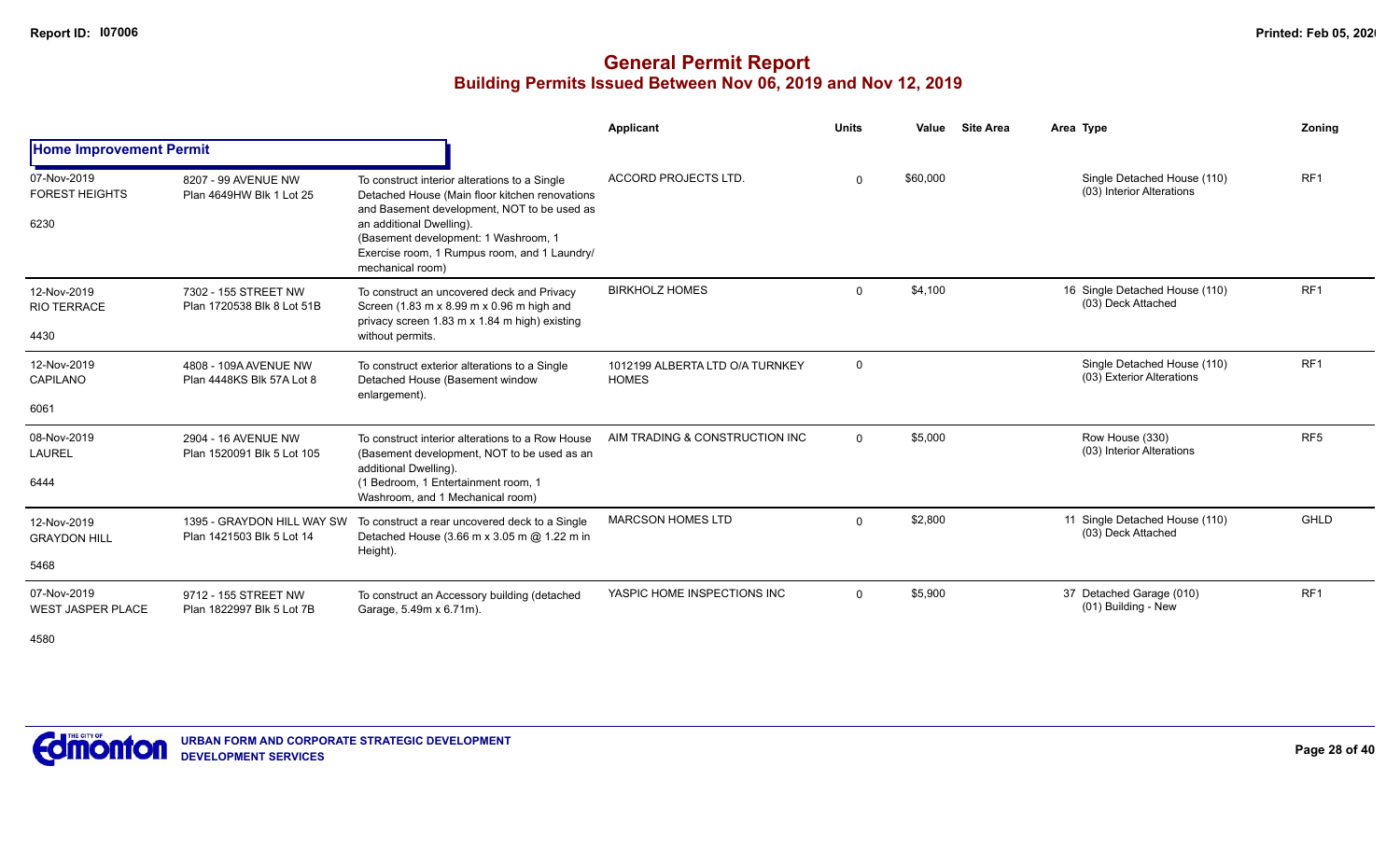# General Permit Report

## Building Permits Issued Between Nov 06, 2019 and Nov 12, 2019

| | | | Applicant | Units | Value | Site Area | Area | Type | Zoning |
|---|---|---|---|---|---|---|---|---|---|
| **Home Improvement Permit** | | | | | | | | | |
| 07-Nov-2019 FOREST HEIGHTS 6230 | 8207 - 99 AVENUE NW Plan 4649HW Blk 1 Lot 25 | To construct interior alterations to a Single Detached House (Main floor kitchen renovations and Basement development, NOT to be used as an additional Dwelling). (Basement development: 1 Washroom, 1 Exercise room, 1 Rumpus room, and 1 Laundry/ mechanical room) | ACCORD PROJECTS LTD. | 0 | $60,000 | | | Single Detached House (110) (03) Interior Alterations | RF1 |
| 12-Nov-2019 RIO TERRACE 4430 | 7302 - 155 STREET NW Plan 1720538 Blk 8 Lot 51B | To construct an uncovered deck and Privacy Screen (1.83 m x 8.99 m x 0.96 m high and privacy screen 1.83 m x 1.84 m high) existing without permits. | BIRKHOLZ HOMES | 0 | $4,100 | | 16 | Single Detached House (110) (03) Deck Attached | RF1 |
| 12-Nov-2019 CAPILANO 6061 | 4808 - 109A AVENUE NW Plan 4448KS Blk 57A Lot 8 | To construct exterior alterations to a Single Detached House (Basement window enlargement). | 1012199 ALBERTA LTD O/A TURNKEY HOMES | 0 | | | | Single Detached House (110) (03) Exterior Alterations | RF1 |
| 08-Nov-2019 LAUREL 6444 | 2904 - 16 AVENUE NW Plan 1520091 Blk 5 Lot 105 | To construct interior alterations to a Row House (Basement development, NOT to be used as an additional Dwelling). (1 Bedroom, 1 Entertainment room, 1 Washroom, and 1 Mechanical room) | AIM TRADING & CONSTRUCTION INC | 0 | $5,000 | | | Row House (330) (03) Interior Alterations | RF5 |
| 12-Nov-2019 GRAYDON HILL 5468 | 1395 - GRAYDON HILL WAY SW Plan 1421503 Blk 5 Lot 14 | To construct a rear uncovered deck to a Single Detached House (3.66 m x 3.05 m @ 1.22 m in Height). | MARCSON HOMES LTD | 0 | $2,800 | | 11 | Single Detached House (110) (03) Deck Attached | GHLD |
| 07-Nov-2019 WEST JASPER PLACE 4580 | 9712 - 155 STREET NW Plan 1822997 Blk 5 Lot 7B | To construct an Accessory building (detached Garage, 5.49m x 6.71m). | YASPIC HOME INSPECTIONS INC | 0 | $5,900 | | 37 | Detached Garage (010) (01) Building - New | RF1 |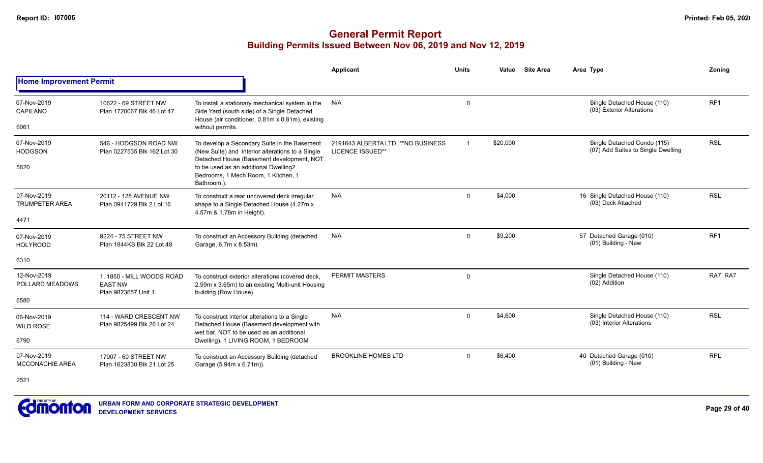# General Permit Report

## Building Permits Issued Between Nov 06, 2019 and Nov 12, 2019

| | | | Applicant | Units | Value | Site Area | Area | Type | Zoning |
|---|---|---|---|---|---|---|---|---|---|
| **Home Improvement Permit** | | | | | | | | | |
| 07-Nov-2019 CAPILANO 6061 | 10622 - 69 STREET NW Plan 1720067 Blk 46 Lot 47 | To install a stationary mechanical system in the Side Yard (south side) of a Single Detached House (air conditioner, 0.81m x 0.81m), existing without permits. | N/A | 0 | | | | Single Detached House (110) (03) Exterior Alterations | RF1 |
| 07-Nov-2019 HODGSON 5620 | 546 - HODGSON ROAD NW Plan 0227535 Blk 162 Lot 30 | To develop a Secondary Suite in the Basement (New Suite) and interior alterations to a Single Detached House (Basement development, NOT to be used as an additional Dwelling2 Bedrooms, 1 Mech Room, 1 Kitchen, 1 Bathroom.). | 2191643 ALBERTA LTD, **NO BUSINESS LICENCE ISSUED** | 1 | $20,000 | | | Single Detached Condo (115) (07) Add Suites to Single Dwelling | RSL |
| 07-Nov-2019 TRUMPETER AREA 4471 | 20112 - 128 AVENUE NW Plan 0941729 Blk 2 Lot 16 | To construct a rear uncovered deck irregular shape to a Single Detached House (4.27m x 4.57m & 1.78m in Height). | N/A | 0 | $4,000 | | 16 | Single Detached House (110) (03) Deck Attached | RSL |
| 07-Nov-2019 HOLYROOD 6310 | 9224 - 75 STREET NW Plan 1844KS Blk 22 Lot 48 | To construct an Accessory Building (detached Garage, 6.7m x 8.53m). | N/A | 0 | $9,200 | | 57 | Detached Garage (010) (01) Building - New | RF1 |
| 12-Nov-2019 POLLARD MEADOWS 6580 | 1, 1850 - MILL WOODS ROAD EAST NW Plan 9823657 Unit 1 | To construct exterior alterations (covered deck, 2.59m x 3.65m) to an existing Multi-unit Housing building (Row House). | PERMIT MASTERS | 0 | | | | Single Detached House (110) (02) Addition | RA7, RA7 |
| 06-Nov-2019 WILD ROSE 6790 | 114 - WARD CRESCENT NW Plan 9825499 Blk 26 Lot 24 | To construct interior alterations to a Single Detached House (Basement development with wet bar, NOT to be used as an additional Dwelling). 1 LIVING ROOM, 1 BEDROOM | N/A | 0 | $4,600 | | | Single Detached House (110) (03) Interior Alterations | RSL |
| 07-Nov-2019 MCCONACHIE AREA 2521 | 17907 - 60 STREET NW Plan 1623830 Blk 21 Lot 25 | To construct an Accessory Building (detached Garage (5.94m x 6.71m)). | BROOKLINE HOMES LTD | 0 | $6,400 | | 40 | Detached Garage (010) (01) Building - New | RPL |

URBAN FORM AND CORPORATE STRATEGIC DEVELOPMENT
DEVELOPMENT SERVICES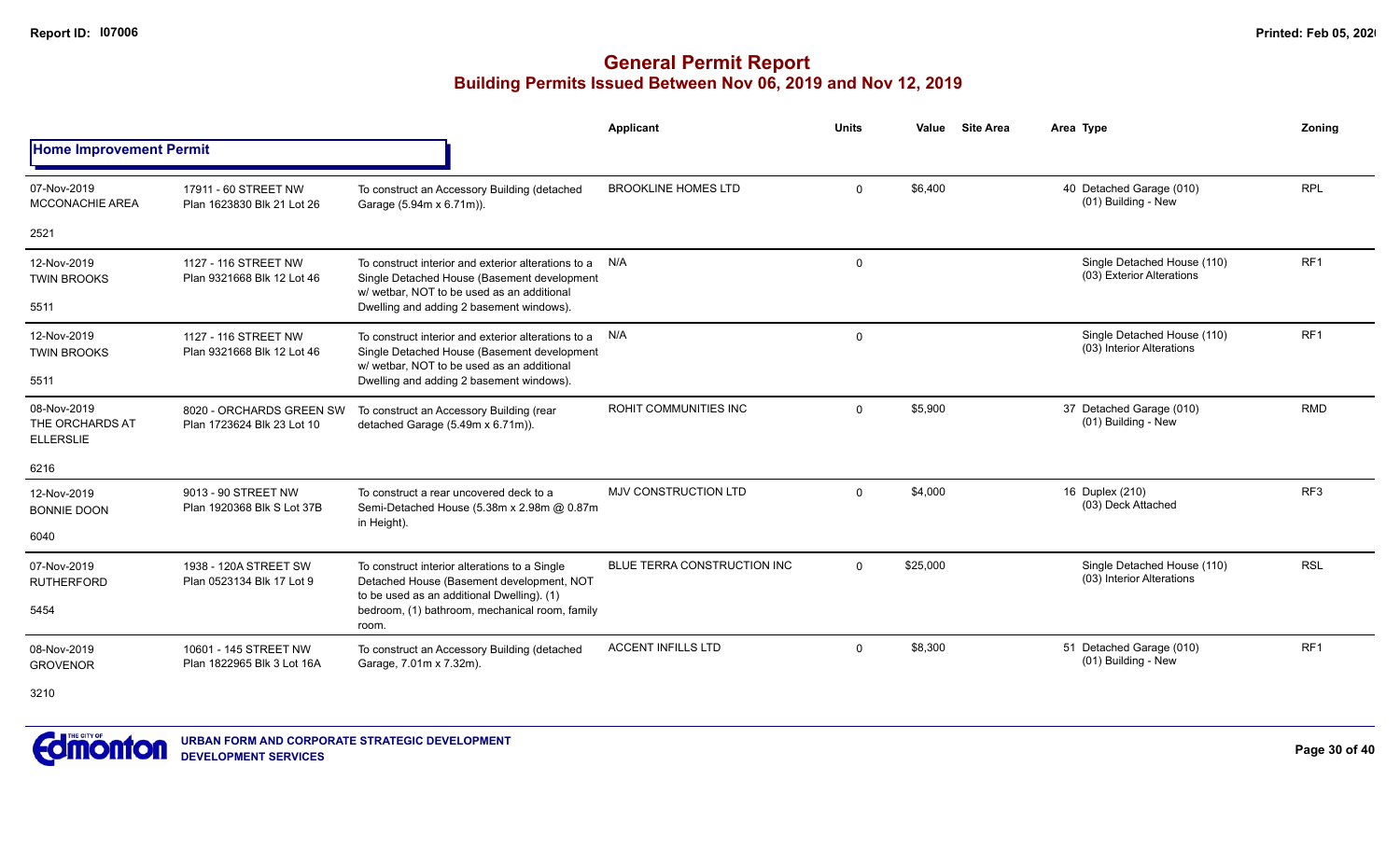# General Permit Report

## Building Permits Issued Between Nov 06, 2019 and Nov 12, 2019

| | | | Applicant | Units | Value | Site Area | Area Type | Zoning |
|---|---|---|---|---|---|---|---|---|
| **Home Improvement Permit** | | | | | | | | |
| 07-Nov-2019 MCCONACHIE AREA 2521 | 17911 - 60 STREET NW Plan 1623830 Blk 21 Lot 26 | To construct an Accessory Building (detached Garage (5.94m x 6.71m)). | BROOKLINE HOMES LTD | 0 | $6,400 | | 40 Detached Garage (010) (01) Building - New | RPL |
| 12-Nov-2019 TWIN BROOKS 5511 | 1127 - 116 STREET NW Plan 9321668 Blk 12 Lot 46 | To construct interior and exterior alterations to a Single Detached House (Basement development w/ wetbar, NOT to be used as an additional Dwelling and adding 2 basement windows). | N/A | 0 | | | Single Detached House (110) (03) Exterior Alterations | RF1 |
| 12-Nov-2019 TWIN BROOKS 5511 | 1127 - 116 STREET NW Plan 9321668 Blk 12 Lot 46 | To construct interior and exterior alterations to a Single Detached House (Basement development w/ wetbar, NOT to be used as an additional Dwelling and adding 2 basement windows). | N/A | 0 | | | Single Detached House (110) (03) Interior Alterations | RF1 |
| 08-Nov-2019 THE ORCHARDS AT ELLERSLIE 6216 | 8020 - ORCHARDS GREEN SW Plan 1723624 Blk 23 Lot 10 | To construct an Accessory Building (rear detached Garage (5.49m x 6.71m)). | ROHIT COMMUNITIES INC | 0 | $5,900 | | 37 Detached Garage (010) (01) Building - New | RMD |
| 12-Nov-2019 BONNIE DOON 6040 | 9013 - 90 STREET NW Plan 1920368 Blk S Lot 37B | To construct a rear uncovered deck to a Semi-Detached House (5.38m x 2.98m @ 0.87m in Height). | MJV CONSTRUCTION LTD | 0 | $4,000 | | 16 Duplex (210) (03) Deck Attached | RF3 |
| 07-Nov-2019 RUTHERFORD 5454 | 1938 - 120A STREET SW Plan 0523134 Blk 17 Lot 9 | To construct interior alterations to a Single Detached House (Basement development, NOT to be used as an additional Dwelling). (1) bedroom, (1) bathroom, mechanical room, family room. | BLUE TERRA CONSTRUCTION INC | 0 | $25,000 | | Single Detached House (110) (03) Interior Alterations | RSL |
| 08-Nov-2019 GROVENOR 3210 | 10601 - 145 STREET NW Plan 1822965 Blk 3 Lot 16A | To construct an Accessory Building (detached Garage, 7.01m x 7.32m). | ACCENT INFILLS LTD | 0 | $8,300 | | 51 Detached Garage (010) (01) Building - New | RF1 |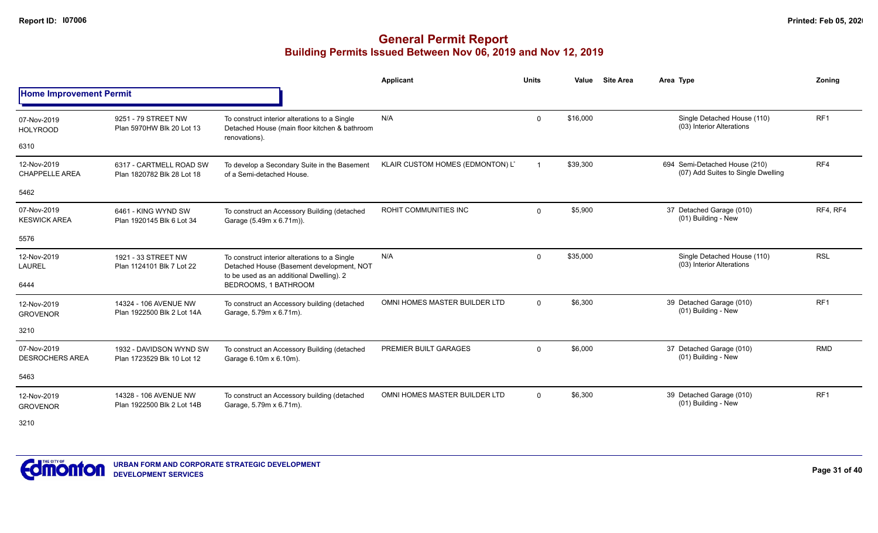# General Permit Report

## Building Permits Issued Between Nov 06, 2019 and Nov 12, 2019

### Home Improvement Permit

| Date / Neighbourhood | Address / Legal | Description | Applicant | Units | Value | Site Area | Area | Type | Zoning |
|---|---|---|---|---|---|---|---|---|---|
| 07-Nov-2019 HOLYROOD 6310 | 9251 - 79 STREET NW Plan 5970HW Blk 20 Lot 13 | To construct interior alterations to a Single Detached House (main floor kitchen & bathroom renovations). | N/A | 0 | $16,000 | | | Single Detached House (110) (03) Interior Alterations | RF1 |
| 12-Nov-2019 CHAPPELLE AREA 5462 | 6317 - CARTMELL ROAD SW Plan 1820782 Blk 28 Lot 18 | To develop a Secondary Suite in the Basement of a Semi-detached House. | KLAIR CUSTOM HOMES (EDMONTON) L' | 1 | $39,300 | | 694 | Semi-Detached House (210) (07) Add Suites to Single Dwelling | RF4 |
| 07-Nov-2019 KESWICK AREA 5576 | 6461 - KING WYND SW Plan 1920145 Blk 6 Lot 34 | To construct an Accessory Building (detached Garage (5.49m x 6.71m)). | ROHIT COMMUNITIES INC | 0 | $5,900 | | 37 | Detached Garage (010) (01) Building - New | RF4, RF4 |
| 12-Nov-2019 LAUREL 6444 | 1921 - 33 STREET NW Plan 1124101 Blk 7 Lot 22 | To construct interior alterations to a Single Detached House (Basement development, NOT to be used as an additional Dwelling). 2 BEDROOMS, 1 BATHROOM | N/A | 0 | $35,000 | | | Single Detached House (110) (03) Interior Alterations | RSL |
| 12-Nov-2019 GROVENOR 3210 | 14324 - 106 AVENUE NW Plan 1922500 Blk 2 Lot 14A | To construct an Accessory building (detached Garage, 5.79m x 6.71m). | OMNI HOMES MASTER BUILDER LTD | 0 | $6,300 | | 39 | Detached Garage (010) (01) Building - New | RF1 |
| 07-Nov-2019 DESROCHERS AREA 5463 | 1932 - DAVIDSON WYND SW Plan 1723529 Blk 10 Lot 12 | To construct an Accessory Building (detached Garage 6.10m x 6.10m). | PREMIER BUILT GARAGES | 0 | $6,000 | | 37 | Detached Garage (010) (01) Building - New | RMD |
| 12-Nov-2019 GROVENOR 3210 | 14328 - 106 AVENUE NW Plan 1922500 Blk 2 Lot 14B | To construct an Accessory building (detached Garage, 5.79m x 6.71m). | OMNI HOMES MASTER BUILDER LTD | 0 | $6,300 | | 39 | Detached Garage (010) (01) Building - New | RF1 |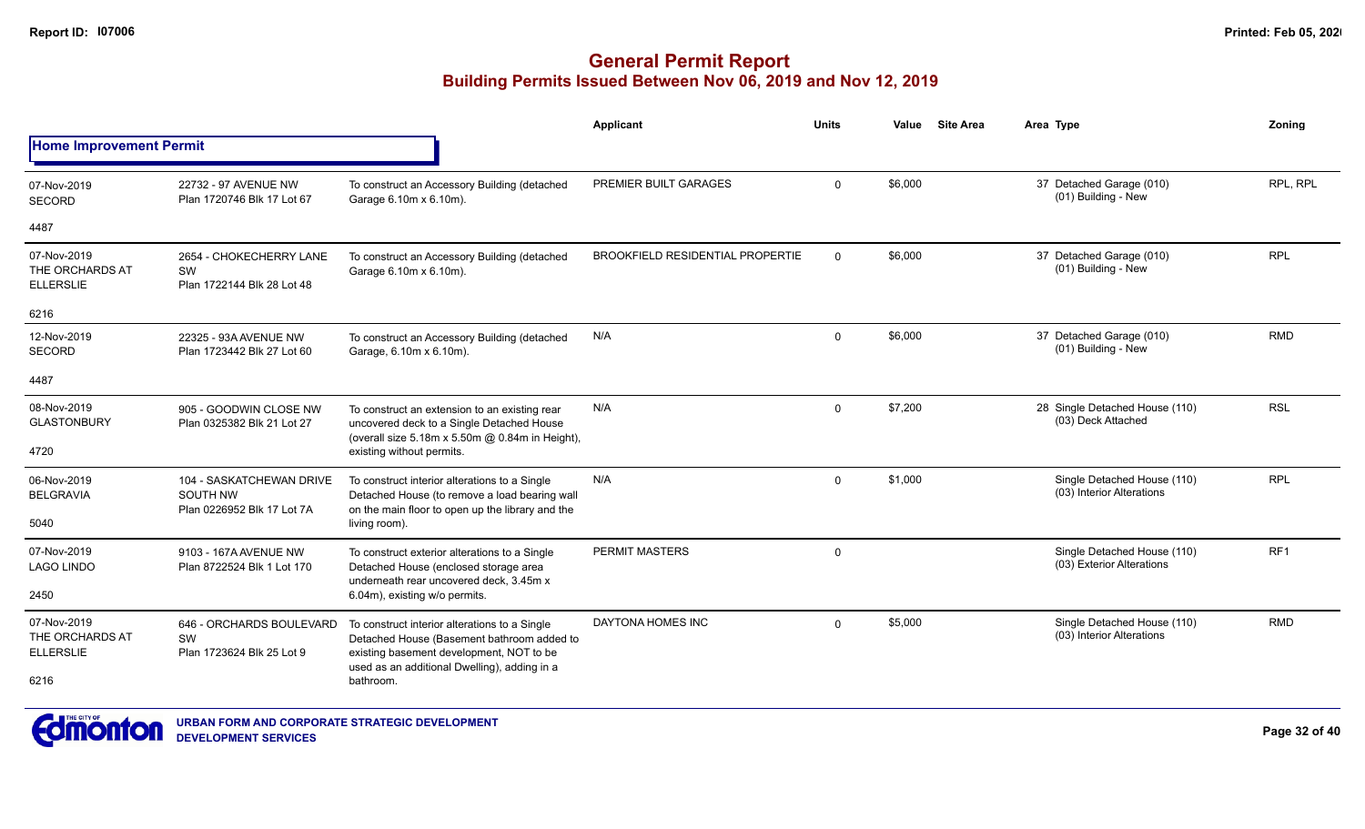# General Permit Report

## Building Permits Issued Between Nov 06, 2019 and Nov 12, 2019

### Home Improvement Permit

| Date / Neighbourhood | Address | Description | Applicant | Units | Value | Site Area | Area Type | Zoning |
|---|---|---|---|---|---|---|---|---|
| 07-Nov-2019 SECORD 4487 | 22732 - 97 AVENUE NW Plan 1720746 Blk 17 Lot 67 | To construct an Accessory Building (detached Garage 6.10m x 6.10m). | PREMIER BUILT GARAGES | 0 | $6,000 | | 37 Detached Garage (010) (01) Building - New | RPL, RPL |
| 07-Nov-2019 THE ORCHARDS AT ELLERSLIE 6216 | 2654 - CHOKECHERRY LANE SW Plan 1722144 Blk 28 Lot 48 | To construct an Accessory Building (detached Garage 6.10m x 6.10m). | BROOKFIELD RESIDENTIAL PROPERTIE | 0 | $6,000 | | 37 Detached Garage (010) (01) Building - New | RPL |
| 12-Nov-2019 SECORD 4487 | 22325 - 93A AVENUE NW Plan 1723442 Blk 27 Lot 60 | To construct an Accessory Building (detached Garage, 6.10m x 6.10m). | N/A | 0 | $6,000 | | 37 Detached Garage (010) (01) Building - New | RMD |
| 08-Nov-2019 GLASTONBURY 4720 | 905 - GOODWIN CLOSE NW Plan 0325382 Blk 21 Lot 27 | To construct an extension to an existing rear uncovered deck to a Single Detached House (overall size 5.18m x 5.50m @ 0.84m in Height), existing without permits. | N/A | 0 | $7,200 | | 28 Single Detached House (110) (03) Deck Attached | RSL |
| 06-Nov-2019 BELGRAVIA 5040 | 104 - SASKATCHEWAN DRIVE SOUTH NW Plan 0226952 Blk 17 Lot 7A | To construct interior alterations to a Single Detached House (to remove a load bearing wall on the main floor to open up the library and the living room). | N/A | 0 | $1,000 | | Single Detached House (110) (03) Interior Alterations | RPL |
| 07-Nov-2019 LAGO LINDO 2450 | 9103 - 167A AVENUE NW Plan 8722524 Blk 1 Lot 170 | To construct exterior alterations to a Single Detached House (enclosed storage area underneath rear uncovered deck, 3.45m x 6.04m), existing w/o permits. | PERMIT MASTERS | 0 | | | Single Detached House (110) (03) Exterior Alterations | RF1 |
| 07-Nov-2019 THE ORCHARDS AT ELLERSLIE 6216 | 646 - ORCHARDS BOULEVARD SW Plan 1723624 Blk 25 Lot 9 | To construct interior alterations to a Single Detached House (Basement bathroom added to existing basement development, NOT to be used as an additional Dwelling), adding in a bathroom. | DAYTONA HOMES INC | 0 | $5,000 | | Single Detached House (110) (03) Interior Alterations | RMD |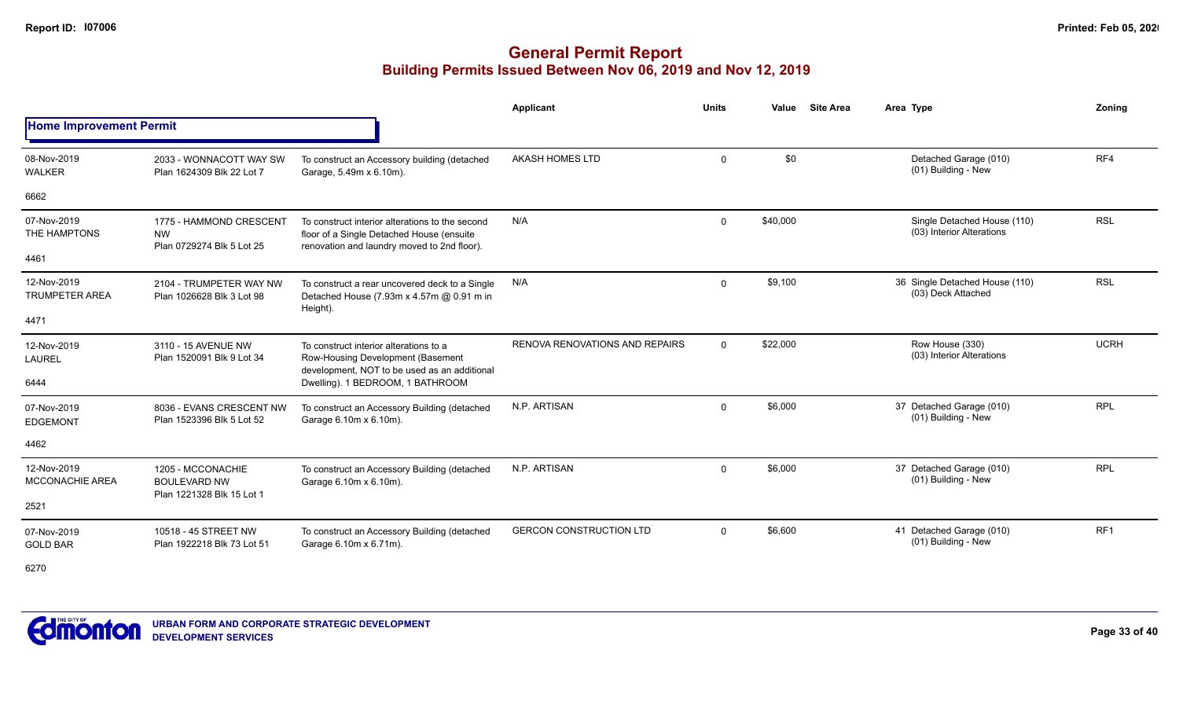# General Permit Report

## Building Permits Issued Between Nov 06, 2019 and Nov 12, 2019

### Home Improvement Permit

| Date / Neighbourhood | Address / Legal | Description | Applicant | Units | Value | Site Area | Area | Type | Zoning |
|---|---|---|---|---|---|---|---|---|---|
| 08-Nov-2019 WALKER 6662 | 2033 - WONNACOTT WAY SW Plan 1624309 Blk 22 Lot 7 | To construct an Accessory building (detached Garage, 5.49m x 6.10m). | AKASH HOMES LTD | 0 | $0 | | | Detached Garage (010) (01) Building - New | RF4 |
| 07-Nov-2019 THE HAMPTONS 4461 | 1775 - HAMMOND CRESCENT NW Plan 0729274 Blk 5 Lot 25 | To construct interior alterations to the second floor of a Single Detached House (ensuite renovation and laundry moved to 2nd floor). | N/A | 0 | $40,000 | | | Single Detached House (110) (03) Interior Alterations | RSL |
| 12-Nov-2019 TRUMPETER AREA 4471 | 2104 - TRUMPETER WAY NW Plan 1026628 Blk 3 Lot 98 | To construct a rear uncovered deck to a Single Detached House (7.93m x 4.57m @ 0.91 m in Height). | N/A | 0 | $9,100 | | 36 | Single Detached House (110) (03) Deck Attached | RSL |
| 12-Nov-2019 LAUREL 6444 | 3110 - 15 AVENUE NW Plan 1520091 Blk 9 Lot 34 | To construct interior alterations to a Row-Housing Development (Basement development, NOT to be used as an additional Dwelling). 1 BEDROOM, 1 BATHROOM | RENOVA RENOVATIONS AND REPAIRS | 0 | $22,000 | | | Row House (330) (03) Interior Alterations | UCRH |
| 07-Nov-2019 EDGEMONT 4462 | 8036 - EVANS CRESCENT NW Plan 1523396 Blk 5 Lot 52 | To construct an Accessory Building (detached Garage 6.10m x 6.10m). | N.P. ARTISAN | 0 | $6,000 | | 37 | Detached Garage (010) (01) Building - New | RPL |
| 12-Nov-2019 MCCONACHIE AREA 2521 | 1205 - MCCONACHIE BOULEVARD NW Plan 1221328 Blk 15 Lot 1 | To construct an Accessory Building (detached Garage 6.10m x 6.10m). | N.P. ARTISAN | 0 | $6,000 | | 37 | Detached Garage (010) (01) Building - New | RPL |
| 07-Nov-2019 GOLD BAR 6270 | 10518 - 45 STREET NW Plan 1922218 Blk 73 Lot 51 | To construct an Accessory Building (detached Garage 6.10m x 6.71m). | GERCON CONSTRUCTION LTD | 0 | $6,600 | | 41 | Detached Garage (010) (01) Building - New | RF1 |

URBAN FORM AND CORPORATE STRATEGIC DEVELOPMENT
DEVELOPMENT SERVICES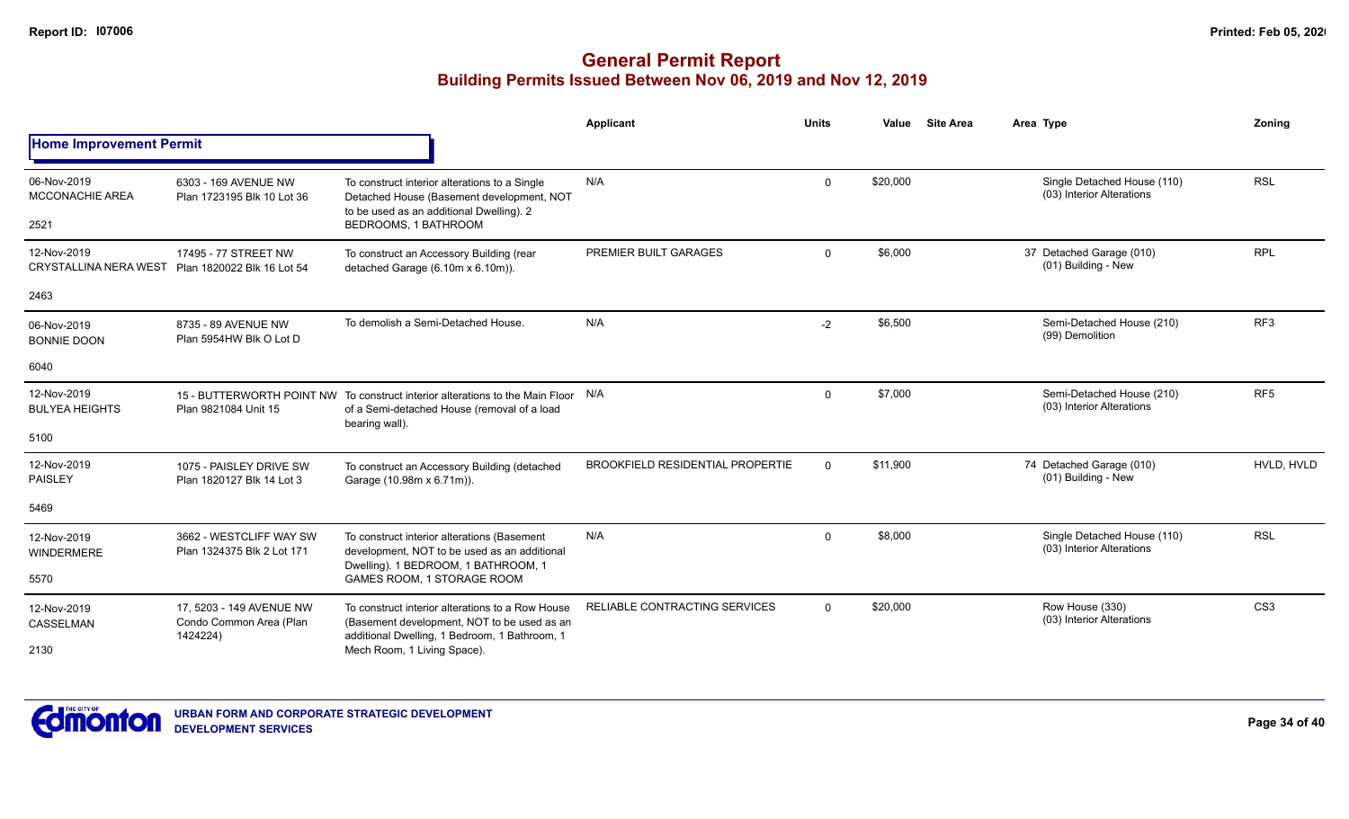# General Permit Report

## Building Permits Issued Between Nov 06, 2019 and Nov 12, 2019

### Home Improvement Permit

| Date / Neighbourhood / Ward | Address / Legal | Description | Applicant | Units | Value | Site Area | Area | Type | Zoning |
|---|---|---|---|---|---|---|---|---|---|
| 06-Nov-2019<br>MCCONACHIE AREA<br>2521 | 6303 - 169 AVENUE NW<br>Plan 1723195 Blk 10 Lot 36 | To construct interior alterations to a Single Detached House (Basement development, NOT to be used as an additional Dwelling). 2 BEDROOMS, 1 BATHROOM | N/A | 0 | $20,000 | | | Single Detached House (110)<br>(03) Interior Alterations | RSL |
| 12-Nov-2019<br>CRYSTALLINA NERA WEST<br>2463 | 17495 - 77 STREET NW<br>Plan 1820022 Blk 16 Lot 54 | To construct an Accessory Building (rear detached Garage (6.10m x 6.10m)). | PREMIER BUILT GARAGES | 0 | $6,000 | | 37 | Detached Garage (010)<br>(01) Building - New | RPL |
| 06-Nov-2019<br>BONNIE DOON<br>6040 | 8735 - 89 AVENUE NW<br>Plan 5954HW Blk O Lot D | To demolish a Semi-Detached House. | N/A | -2 | $6,500 | | | Semi-Detached House (210)<br>(99) Demolition | RF3 |
| 12-Nov-2019<br>BULYEA HEIGHTS<br>5100 | 15 - BUTTERWORTH POINT NW<br>Plan 9821084 Unit 15 | To construct interior alterations to the Main Floor of a Semi-detached House (removal of a load bearing wall). | N/A | 0 | $7,000 | | | Semi-Detached House (210)<br>(03) Interior Alterations | RF5 |
| 12-Nov-2019<br>PAISLEY<br>5469 | 1075 - PAISLEY DRIVE SW<br>Plan 1820127 Blk 14 Lot 3 | To construct an Accessory Building (detached Garage (10.98m x 6.71m)). | BROOKFIELD RESIDENTIAL PROPERTIE | 0 | $11,900 | | 74 | Detached Garage (010)<br>(01) Building - New | HVLD, HVLD |
| 12-Nov-2019<br>WINDERMERE<br>5570 | 3662 - WESTCLIFF WAY SW<br>Plan 1324375 Blk 2 Lot 171 | To construct interior alterations (Basement development, NOT to be used as an additional Dwelling). 1 BEDROOM, 1 BATHROOM, 1 GAMES ROOM, 1 STORAGE ROOM | N/A | 0 | $8,000 | | | Single Detached House (110)<br>(03) Interior Alterations | RSL |
| 12-Nov-2019<br>CASSELMAN<br>2130 | 17, 5203 - 149 AVENUE NW<br>Condo Common Area (Plan 1424224) | To construct interior alterations to a Row House (Basement development, NOT to be used as an additional Dwelling, 1 Bedroom, 1 Bathroom, 1 Mech Room, 1 Living Space). | RELIABLE CONTRACTING SERVICES | 0 | $20,000 | | | Row House (330)<br>(03) Interior Alterations | CS3 |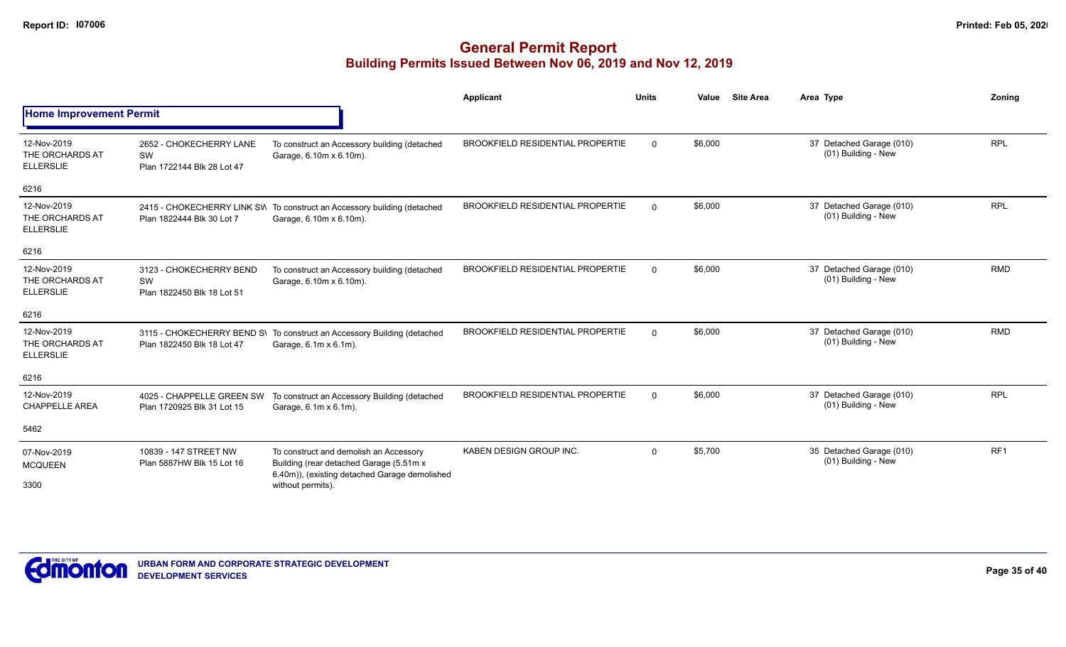# General Permit Report
## Building Permits Issued Between Nov 06, 2019 and Nov 12, 2019

### Home Improvement Permit

| Date / Neighbourhood | Address / Legal | Description | Applicant | Units | Value | Site Area | Area Type | Zoning |
|---|---|---|---|---|---|---|---|---|
| 12-Nov-2019 THE ORCHARDS AT ELLERSLIE 6216 | 2652 - CHOKECHERRY LANE SW Plan 1722144 Blk 28 Lot 47 | To construct an Accessory building (detached Garage, 6.10m x 6.10m). | BROOKFIELD RESIDENTIAL PROPERTIE | 0 | $6,000 | | 37 Detached Garage (010) (01) Building - New | RPL |
| 12-Nov-2019 THE ORCHARDS AT ELLERSLIE 6216 | 2415 - CHOKECHERRY LINK SW Plan 1822444 Blk 30 Lot 7 | To construct an Accessory building (detached Garage, 6.10m x 6.10m). | BROOKFIELD RESIDENTIAL PROPERTIE | 0 | $6,000 | | 37 Detached Garage (010) (01) Building - New | RPL |
| 12-Nov-2019 THE ORCHARDS AT ELLERSLIE 6216 | 3123 - CHOKECHERRY BEND SW Plan 1822450 Blk 18 Lot 51 | To construct an Accessory building (detached Garage, 6.10m x 6.10m). | BROOKFIELD RESIDENTIAL PROPERTIE | 0 | $6,000 | | 37 Detached Garage (010) (01) Building - New | RMD |
| 12-Nov-2019 THE ORCHARDS AT ELLERSLIE 6216 | 3115 - CHOKECHERRY BEND SW Plan 1822450 Blk 18 Lot 47 | To construct an Accessory Building (detached Garage, 6.1m x 6.1m). | BROOKFIELD RESIDENTIAL PROPERTIE | 0 | $6,000 | | 37 Detached Garage (010) (01) Building - New | RMD |
| 12-Nov-2019 CHAPPELLE AREA 5462 | 4025 - CHAPPELLE GREEN SW Plan 1720925 Blk 31 Lot 15 | To construct an Accessory Building (detached Garage, 6.1m x 6.1m). | BROOKFIELD RESIDENTIAL PROPERTIE | 0 | $6,000 | | 37 Detached Garage (010) (01) Building - New | RPL |
| 07-Nov-2019 MCQUEEN 3300 | 10839 - 147 STREET NW Plan 5887HW Blk 15 Lot 16 | To construct and demolish an Accessory Building (rear detached Garage (5.51m x 6.40m)), (existing detached Garage demolished without permits). | KABEN DESIGN GROUP INC. | 0 | $5,700 | | 35 Detached Garage (010) (01) Building - New | RF1 |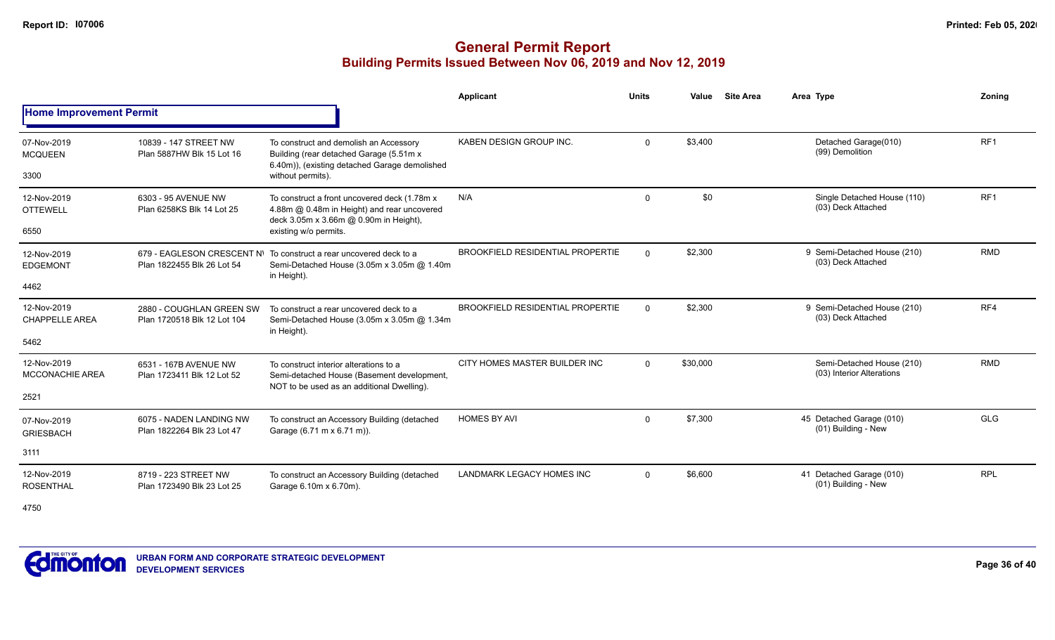# General Permit Report
## Building Permits Issued Between Nov 06, 2019 and Nov 12, 2019

**Home Improvement Permit**

| Date / Neighbourhood / Code | Address / Legal | Description | Applicant | Units | Value | Site Area | Area | Type | Zoning |
|---|---|---|---|---|---|---|---|---|---|
| 07-Nov-2019 MCQUEEN 3300 | 10839 - 147 STREET NW Plan 5887HW Blk 15 Lot 16 | To construct and demolish an Accessory Building (rear detached Garage (5.51m x 6.40m)), (existing detached Garage demolished without permits). | KABEN DESIGN GROUP INC. | 0 | $3,400 | | | Detached Garage(010) (99) Demolition | RF1 |
| 12-Nov-2019 OTTEWELL 6550 | 6303 - 95 AVENUE NW Plan 6258KS Blk 14 Lot 25 | To construct a front uncovered deck (1.78m x 4.88m @ 0.48m in Height) and rear uncovered deck 3.05m x 3.66m @ 0.90m in Height), existing w/o permits. | N/A | 0 | $0 | | | Single Detached House (110) (03) Deck Attached | RF1 |
| 12-Nov-2019 EDGEMONT 4462 | 679 - EAGLESON CRESCENT NW Plan 1822455 Blk 26 Lot 54 | To construct a rear uncovered deck to a Semi-Detached House (3.05m x 3.05m @ 1.40m in Height). | BROOKFIELD RESIDENTIAL PROPERTIE | 0 | $2,300 | | 9 | Semi-Detached House (210) (03) Deck Attached | RMD |
| 12-Nov-2019 CHAPPELLE AREA 5462 | 2880 - COUGHLAN GREEN SW Plan 1720518 Blk 12 Lot 104 | To construct a rear uncovered deck to a Semi-Detached House (3.05m x 3.05m @ 1.34m in Height). | BROOKFIELD RESIDENTIAL PROPERTIE | 0 | $2,300 | | 9 | Semi-Detached House (210) (03) Deck Attached | RF4 |
| 12-Nov-2019 MCCONACHIE AREA 2521 | 6531 - 167B AVENUE NW Plan 1723411 Blk 12 Lot 52 | To construct interior alterations to a Semi-detached House (Basement development, NOT to be used as an additional Dwelling). | CITY HOMES MASTER BUILDER INC | 0 | $30,000 | | | Semi-Detached House (210) (03) Interior Alterations | RMD |
| 07-Nov-2019 GRIESBACH 3111 | 6075 - NADEN LANDING NW Plan 1822264 Blk 23 Lot 47 | To construct an Accessory Building (detached Garage (6.71 m x 6.71 m)). | HOMES BY AVI | 0 | $7,300 | | 45 | Detached Garage (010) (01) Building - New | GLG |
| 12-Nov-2019 ROSENTHAL 4750 | 8719 - 223 STREET NW Plan 1723490 Blk 23 Lot 25 | To construct an Accessory Building (detached Garage 6.10m x 6.70m). | LANDMARK LEGACY HOMES INC | 0 | $6,600 | | 41 | Detached Garage (010) (01) Building - New | RPL |

URBAN FORM AND CORPORATE STRATEGIC DEVELOPMENT
DEVELOPMENT SERVICES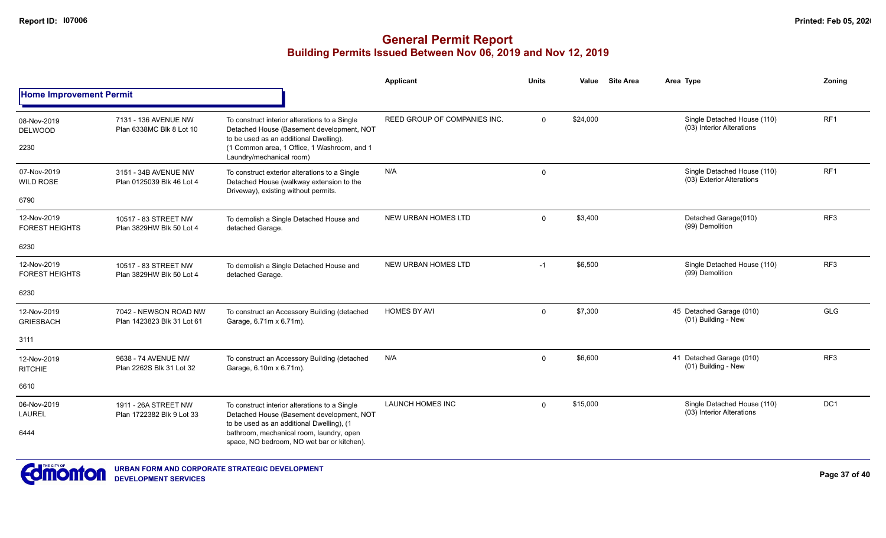# General Permit Report

## Building Permits Issued Between Nov 06, 2019 and Nov 12, 2019

### Home Improvement Permit

| | | | Applicant | Units | Value | Site Area | Area Type | Zoning |
|---|---|---|---|---|---|---|---|---|
| 08-Nov-2019 DELWOOD 2230 | 7131 - 136 AVENUE NW Plan 6338MC Blk 8 Lot 10 | To construct interior alterations to a Single Detached House (Basement development, NOT to be used as an additional Dwelling). (1 Common area, 1 Office, 1 Washroom, and 1 Laundry/mechanical room) | REED GROUP OF COMPANIES INC. | 0 | $24,000 | | Single Detached House (110) (03) Interior Alterations | RF1 |
| 07-Nov-2019 WILD ROSE 6790 | 3151 - 34B AVENUE NW Plan 0125039 Blk 46 Lot 4 | To construct exterior alterations to a Single Detached House (walkway extension to the Driveway), existing without permits. | N/A | 0 | | | Single Detached House (110) (03) Exterior Alterations | RF1 |
| 12-Nov-2019 FOREST HEIGHTS 6230 | 10517 - 83 STREET NW Plan 3829HW Blk 50 Lot 4 | To demolish a Single Detached House and detached Garage. | NEW URBAN HOMES LTD | 0 | $3,400 | | Detached Garage(010) (99) Demolition | RF3 |
| 12-Nov-2019 FOREST HEIGHTS 6230 | 10517 - 83 STREET NW Plan 3829HW Blk 50 Lot 4 | To demolish a Single Detached House and detached Garage. | NEW URBAN HOMES LTD | -1 | $6,500 | | Single Detached House (110) (99) Demolition | RF3 |
| 12-Nov-2019 GRIESBACH 3111 | 7042 - NEWSON ROAD NW Plan 1423823 Blk 31 Lot 61 | To construct an Accessory Building (detached Garage, 6.71m x 6.71m). | HOMES BY AVI | 0 | $7,300 | | 45 Detached Garage (010) (01) Building - New | GLG |
| 12-Nov-2019 RITCHIE 6610 | 9638 - 74 AVENUE NW Plan 2262S Blk 31 Lot 32 | To construct an Accessory Building (detached Garage, 6.10m x 6.71m). | N/A | 0 | $6,600 | | 41 Detached Garage (010) (01) Building - New | RF3 |
| 06-Nov-2019 LAUREL 6444 | 1911 - 26A STREET NW Plan 1722382 Blk 9 Lot 33 | To construct interior alterations to a Single Detached House (Basement development, NOT to be used as an additional Dwelling), (1 bathroom, mechanical room, laundry, open space, NO bedroom, NO wet bar or kitchen). | LAUNCH HOMES INC | 0 | $15,000 | | Single Detached House (110) (03) Interior Alterations | DC1 |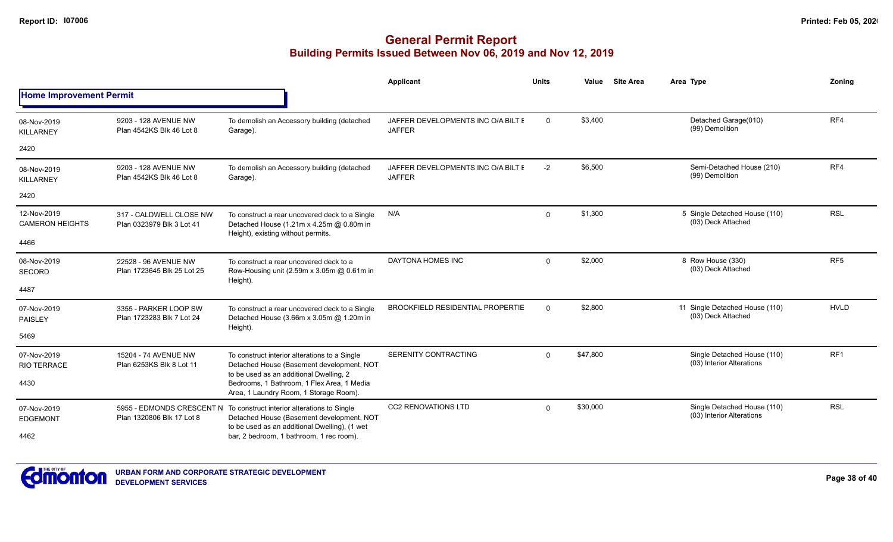# General Permit Report

## Building Permits Issued Between Nov 06, 2019 and Nov 12, 2019

| | | | Applicant | Units | Value | Site Area | Area Type | Zoning |
|---|---|---|---|---|---|---|---|---|
| **Home Improvement Permit** | | | | | | | | |
| 08-Nov-2019 KILLARNEY 2420 | 9203 - 128 AVENUE NW Plan 4542KS Blk 46 Lot 8 | To demolish an Accessory building (detached Garage). | JAFFER DEVELOPMENTS INC O/A BILT E JAFFER | 0 | $3,400 | | Detached Garage(010) (99) Demolition | RF4 |
| 08-Nov-2019 KILLARNEY 2420 | 9203 - 128 AVENUE NW Plan 4542KS Blk 46 Lot 8 | To demolish an Accessory building (detached Garage). | JAFFER DEVELOPMENTS INC O/A BILT E JAFFER | -2 | $6,500 | | Semi-Detached House (210) (99) Demolition | RF4 |
| 12-Nov-2019 CAMERON HEIGHTS 4466 | 317 - CALDWELL CLOSE NW Plan 0323979 Blk 3 Lot 41 | To construct a rear uncovered deck to a Single Detached House (1.21m x 4.25m @ 0.80m in Height), existing without permits. | N/A | 0 | $1,300 | | 5 Single Detached House (110) (03) Deck Attached | RSL |
| 08-Nov-2019 SECORD 4487 | 22528 - 96 AVENUE NW Plan 1723645 Blk 25 Lot 25 | To construct a rear uncovered deck to a Row-Housing unit (2.59m x 3.05m @ 0.61m in Height). | DAYTONA HOMES INC | 0 | $2,000 | | 8 Row House (330) (03) Deck Attached | RF5 |
| 07-Nov-2019 PAISLEY 5469 | 3355 - PARKER LOOP SW Plan 1723283 Blk 7 Lot 24 | To construct a rear uncovered deck to a Single Detached House (3.66m x 3.05m @ 1.20m in Height). | BROOKFIELD RESIDENTIAL PROPERTIE | 0 | $2,800 | | 11 Single Detached House (110) (03) Deck Attached | HVLD |
| 07-Nov-2019 RIO TERRACE 4430 | 15204 - 74 AVENUE NW Plan 6253KS Blk 8 Lot 11 | To construct interior alterations to a Single Detached House (Basement development, NOT to be used as an additional Dwelling, 2 Bedrooms, 1 Bathroom, 1 Flex Area, 1 Media Area, 1 Laundry Room, 1 Storage Room). | SERENITY CONTRACTING | 0 | $47,800 | | Single Detached House (110) (03) Interior Alterations | RF1 |
| 07-Nov-2019 EDGEMONT 4462 | 5955 - EDMONDS CRESCENT N Plan 1320806 Blk 17 Lot 8 | To construct interior alterations to Single Detached House (Basement development, NOT to be used as an additional Dwelling), (1 wet bar, 2 bedroom, 1 bathroom, 1 rec room). | CC2 RENOVATIONS LTD | 0 | $30,000 | | Single Detached House (110) (03) Interior Alterations | RSL |

**URBAN FORM AND CORPORATE STRATEGIC DEVELOPMENT**
**DEVELOPMENT SERVICES**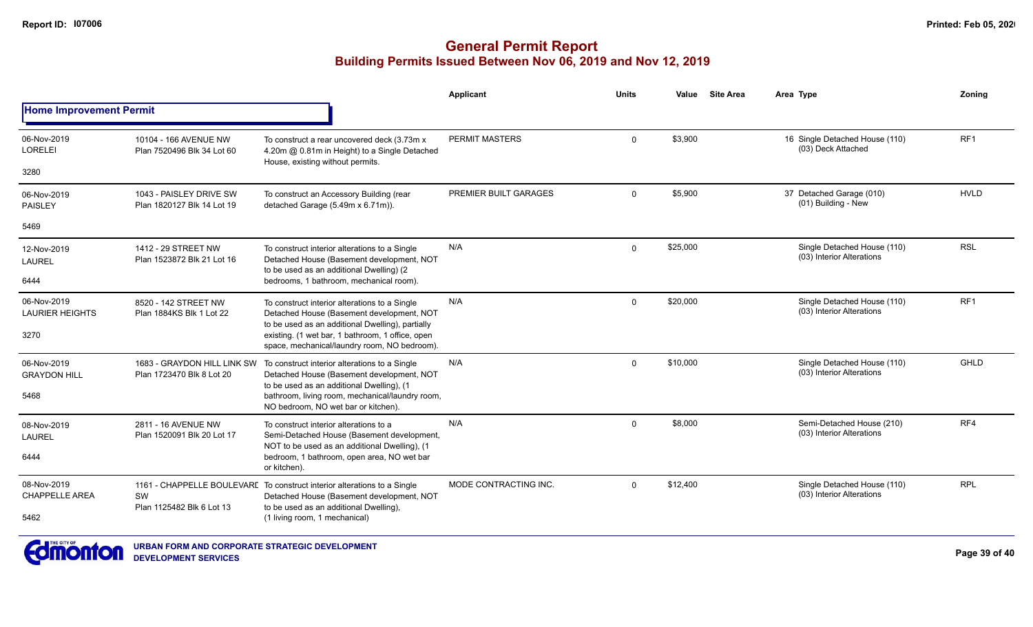## General Permit Report

### Building Permits Issued Between Nov 06, 2019 and Nov 12, 2019

| | | | Applicant | Units | Value | Site Area | Area Type | Zoning |
|---|---|---|---|---|---|---|---|---|
| **Home Improvement Permit** | | | | | | | | |
| 06-Nov-2019 LORELEI 3280 | 10104 - 166 AVENUE NW Plan 7520496 Blk 34 Lot 60 | To construct a rear uncovered deck (3.73m x 4.20m @ 0.81m in Height) to a Single Detached House, existing without permits. | PERMIT MASTERS | 0 | $3,900 | | 16 Single Detached House (110) (03) Deck Attached | RF1 |
| 06-Nov-2019 PAISLEY 5469 | 1043 - PAISLEY DRIVE SW Plan 1820127 Blk 14 Lot 19 | To construct an Accessory Building (rear detached Garage (5.49m x 6.71m)). | PREMIER BUILT GARAGES | 0 | $5,900 | | 37 Detached Garage (010) (01) Building - New | HVLD |
| 12-Nov-2019 LAUREL 6444 | 1412 - 29 STREET NW Plan 1523872 Blk 21 Lot 16 | To construct interior alterations to a Single Detached House (Basement development, NOT to be used as an additional Dwelling) (2 bedrooms, 1 bathroom, mechanical room). | N/A | 0 | $25,000 | | Single Detached House (110) (03) Interior Alterations | RSL |
| 06-Nov-2019 LAURIER HEIGHTS 3270 | 8520 - 142 STREET NW Plan 1884KS Blk 1 Lot 22 | To construct interior alterations to a Single Detached House (Basement development, NOT to be used as an additional Dwelling), partially existing. (1 wet bar, 1 bathroom, 1 office, open space, mechanical/laundry room, NO bedroom). | N/A | 0 | $20,000 | | Single Detached House (110) (03) Interior Alterations | RF1 |
| 06-Nov-2019 GRAYDON HILL 5468 | 1683 - GRAYDON HILL LINK SW Plan 1723470 Blk 8 Lot 20 | To construct interior alterations to a Single Detached House (Basement development, NOT to be used as an additional Dwelling), (1 bathroom, living room, mechanical/laundry room, NO bedroom, NO wet bar or kitchen). | N/A | 0 | $10,000 | | Single Detached House (110) (03) Interior Alterations | GHLD |
| 08-Nov-2019 LAUREL 6444 | 2811 - 16 AVENUE NW Plan 1520091 Blk 20 Lot 17 | To construct interior alterations to a Semi-Detached House (Basement development, NOT to be used as an additional Dwelling), (1 bedroom, 1 bathroom, open area, NO wet bar or kitchen). | N/A | 0 | $8,000 | | Semi-Detached House (210) (03) Interior Alterations | RF4 |
| 08-Nov-2019 CHAPPELLE AREA 5462 | 1161 - CHAPPELLE BOULEVARD SW Plan 1125482 Blk 6 Lot 13 | To construct interior alterations to a Single Detached House (Basement development, NOT to be used as an additional Dwelling), (1 living room, 1 mechanical) | MODE CONTRACTING INC. | 0 | $12,400 | | Single Detached House (110) (03) Interior Alterations | RPL |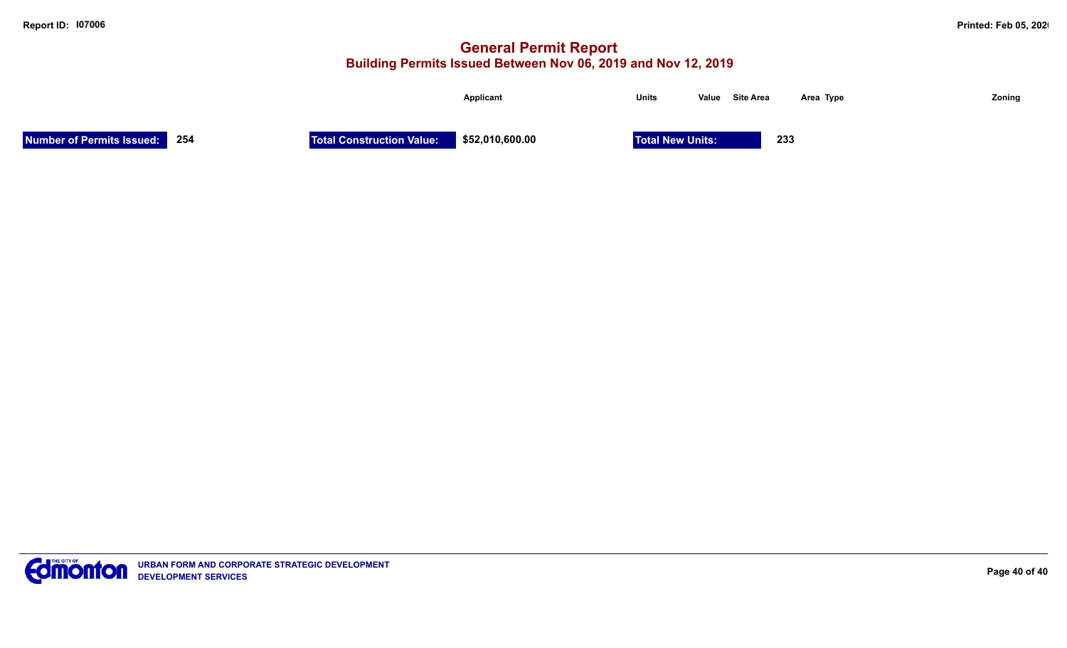# General Permit Report

## Building Permits Issued Between Nov 06, 2019 and Nov 12, 2019

| Applicant | Units | Value | Site Area | Area | Type | Zoning |
|---|---|---|---|---|---|---|

**Number of Permits Issued:** 254

**Total Construction Value:** $52,010,600.00

**Total New Units:** 233